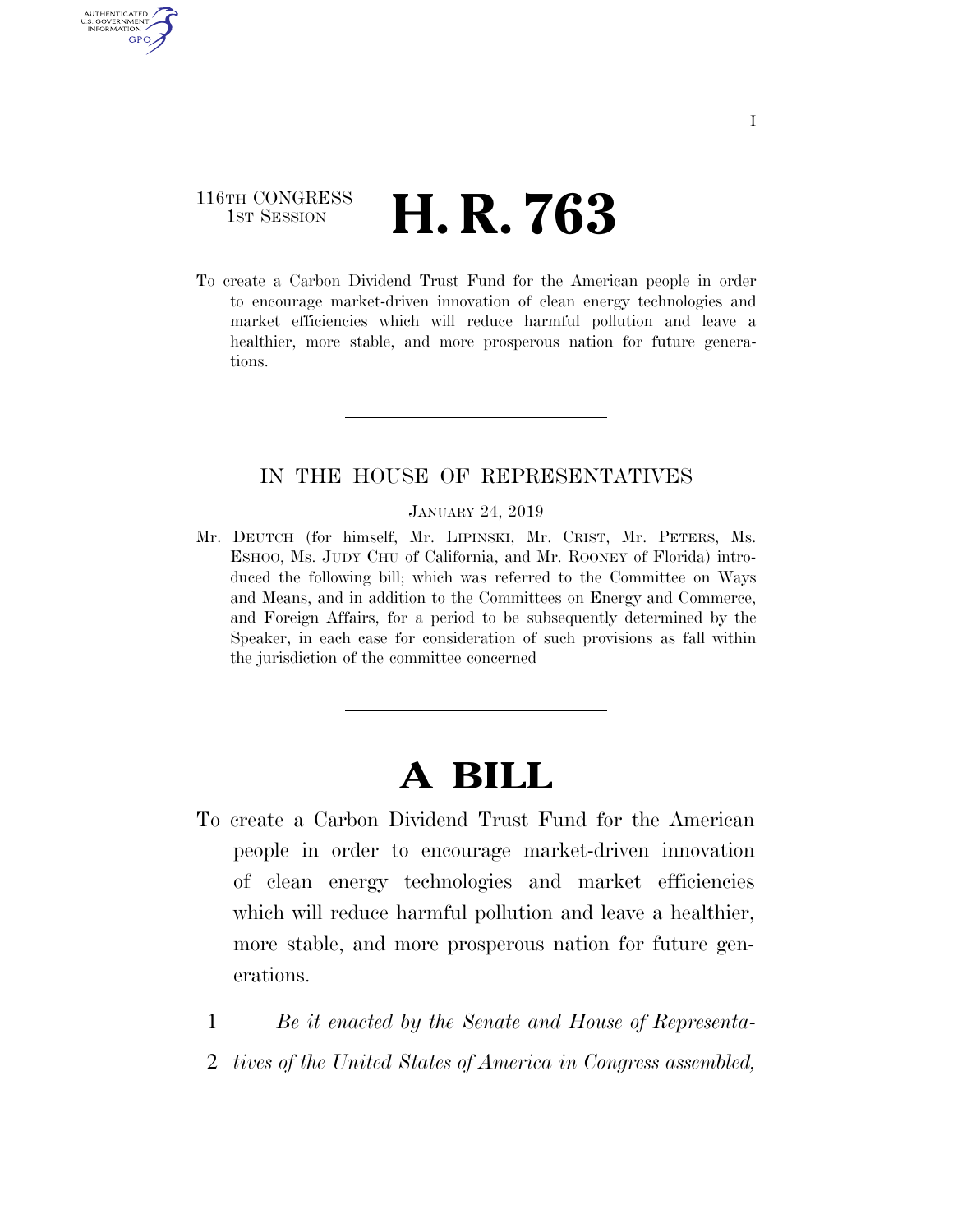116TH CONGRESS
1ST SESSION

# H. R. 763

To create a Carbon Dividend Trust Fund for the American people in order to encourage market-driven innovation of clean energy technologies and market efficiencies which will reduce harmful pollution and leave a healthier, more stable, and more prosperous nation for future generations.

IN THE HOUSE OF REPRESENTATIVES

JANUARY 24, 2019

Mr. DEUTCH (for himself, Mr. LIPINSKI, Mr. CRIST, Mr. PETERS, Ms. ESHOO, Ms. JUDY CHU of California, and Mr. ROONEY of Florida) introduced the following bill; which was referred to the Committee on Ways and Means, and in addition to the Committees on Energy and Commerce, and Foreign Affairs, for a period to be subsequently determined by the Speaker, in each case for consideration of such provisions as fall within the jurisdiction of the committee concerned

# A BILL

To create a Carbon Dividend Trust Fund for the American people in order to encourage market-driven innovation of clean energy technologies and market efficiencies which will reduce harmful pollution and leave a healthier, more stable, and more prosperous nation for future generations.

1 *Be it enacted by the Senate and House of Representa-*
2 *tives of the United States of America in Congress assembled,*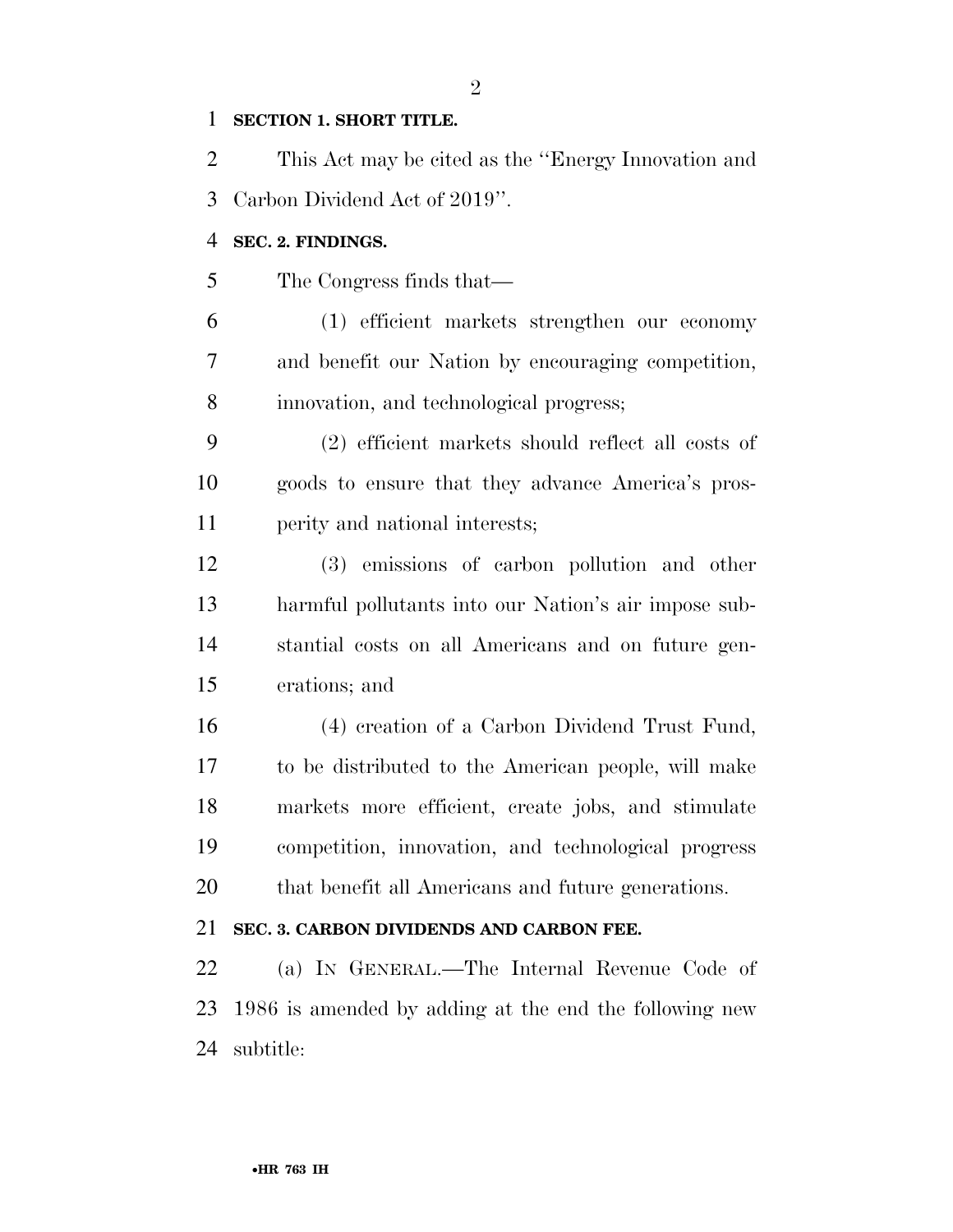**SECTION 1. SHORT TITLE.**

This Act may be cited as the ''Energy Innovation and Carbon Dividend Act of 2019''.

**SEC. 2. FINDINGS.**

The Congress finds that—

(1) efficient markets strengthen our economy and benefit our Nation by encouraging competition, innovation, and technological progress;

(2) efficient markets should reflect all costs of goods to ensure that they advance America's prosperity and national interests;

(3) emissions of carbon pollution and other harmful pollutants into our Nation's air impose substantial costs on all Americans and on future generations; and

(4) creation of a Carbon Dividend Trust Fund, to be distributed to the American people, will make markets more efficient, create jobs, and stimulate competition, innovation, and technological progress that benefit all Americans and future generations.

**SEC. 3. CARBON DIVIDENDS AND CARBON FEE.**

(a) IN GENERAL.—The Internal Revenue Code of 1986 is amended by adding at the end the following new subtitle: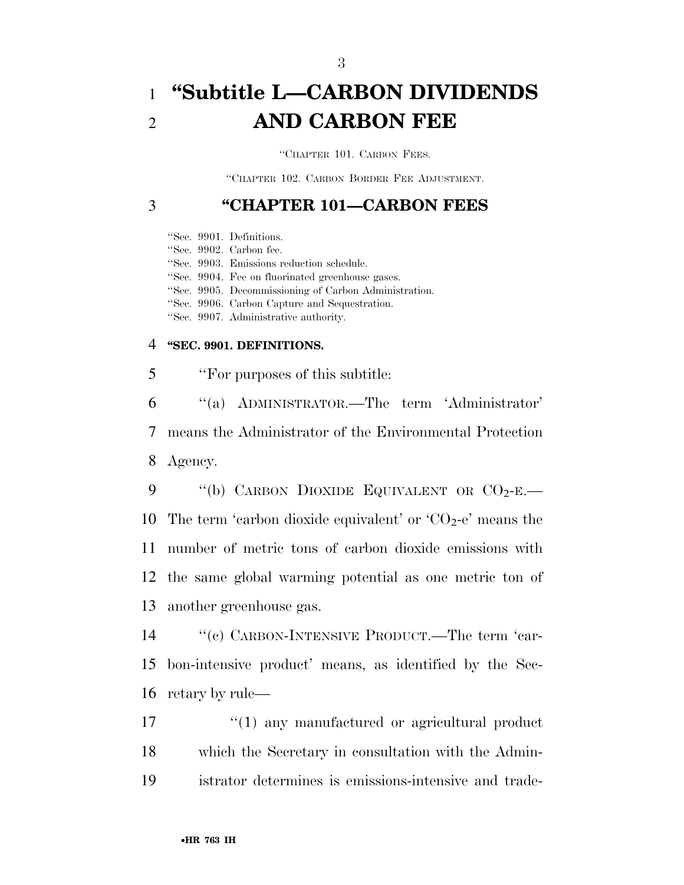# "Subtitle L—CARBON DIVIDENDS AND CARBON FEE

"CHAPTER 101. CARBON FEES.

"CHAPTER 102. CARBON BORDER FEE ADJUSTMENT.

## "CHAPTER 101—CARBON FEES

"Sec. 9901. Definitions.
"Sec. 9902. Carbon fee.
"Sec. 9903. Emissions reduction schedule.
"Sec. 9904. Fee on fluorinated greenhouse gases.
"Sec. 9905. Decommissioning of Carbon Administration.
"Sec. 9906. Carbon Capture and Sequestration.
"Sec. 9907. Administrative authority.

### "SEC. 9901. DEFINITIONS.

"For purposes of this subtitle:

"(a) ADMINISTRATOR.—The term 'Administrator' means the Administrator of the Environmental Protection Agency.

"(b) CARBON DIOXIDE EQUIVALENT OR $CO_2$-E.—The term 'carbon dioxide equivalent' or '$CO_2$-e' means the number of metric tons of carbon dioxide emissions with the same global warming potential as one metric ton of another greenhouse gas.

"(c) CARBON-INTENSIVE PRODUCT.—The term 'carbon-intensive product' means, as identified by the Secretary by rule—

"(1) any manufactured or agricultural product which the Secretary in consultation with the Administrator determines is emissions-intensive and trade-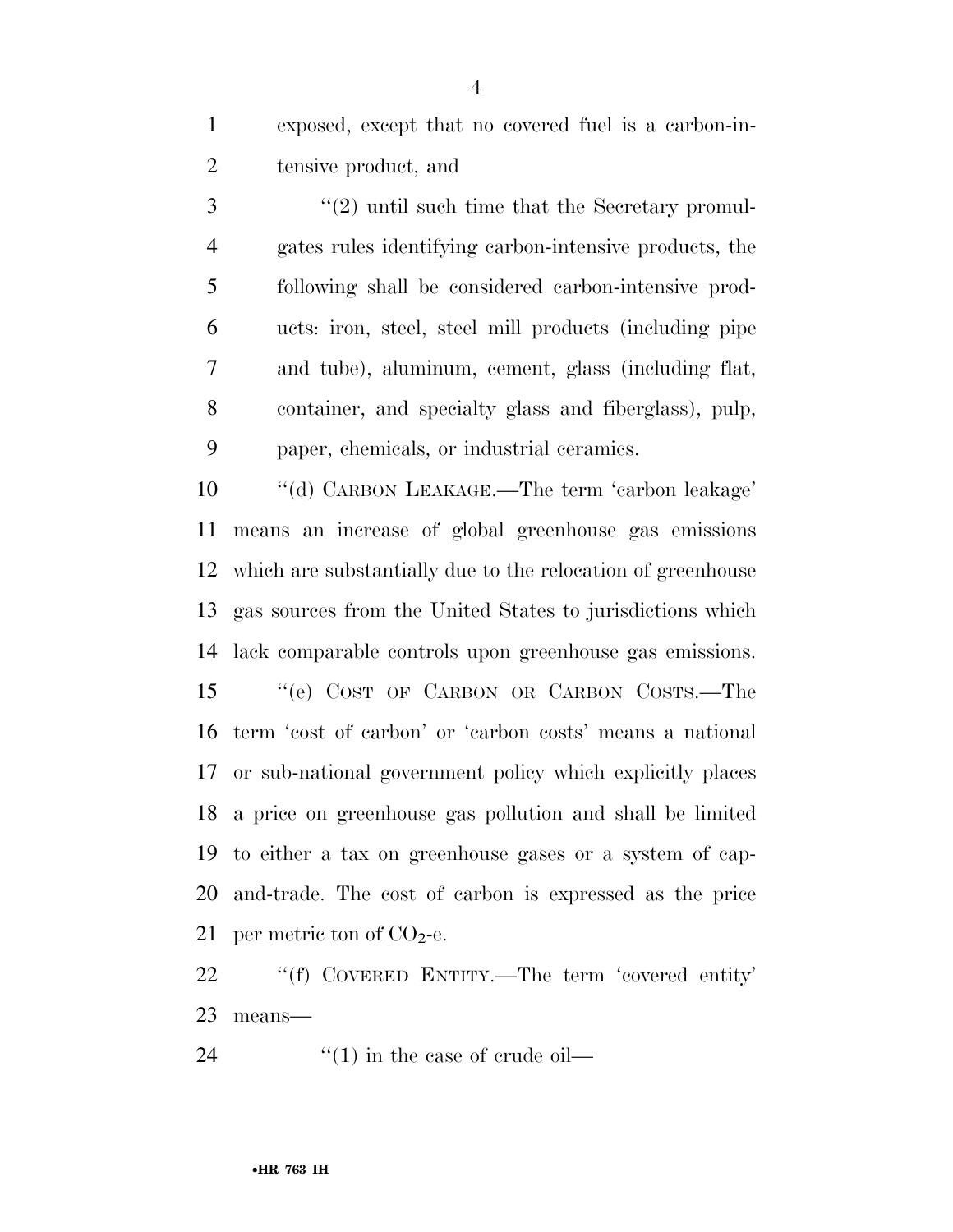exposed, except that no covered fuel is a carbon-intensive product, and

"(2) until such time that the Secretary promulgates rules identifying carbon-intensive products, the following shall be considered carbon-intensive products: iron, steel, steel mill products (including pipe and tube), aluminum, cement, glass (including flat, container, and specialty glass and fiberglass), pulp, paper, chemicals, or industrial ceramics.

"(d) CARBON LEAKAGE.—The term 'carbon leakage' means an increase of global greenhouse gas emissions which are substantially due to the relocation of greenhouse gas sources from the United States to jurisdictions which lack comparable controls upon greenhouse gas emissions.

"(e) COST OF CARBON OR CARBON COSTS.—The term 'cost of carbon' or 'carbon costs' means a national or sub-national government policy which explicitly places a price on greenhouse gas pollution and shall be limited to either a tax on greenhouse gases or a system of cap-and-trade. The cost of carbon is expressed as the price per metric ton of $CO_2$-e.

"(f) COVERED ENTITY.—The term 'covered entity' means—

"(1) in the case of crude oil—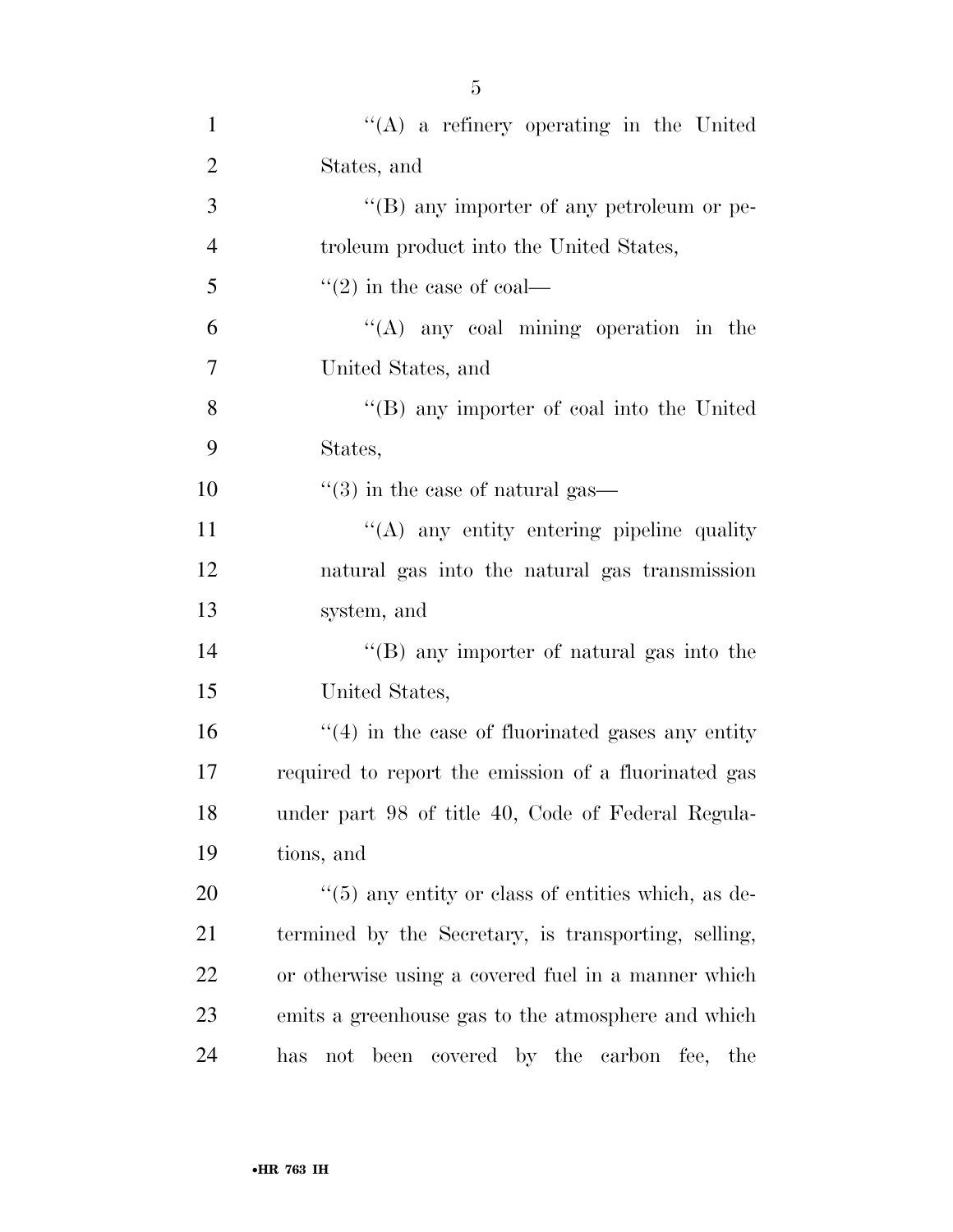"(A) a refinery operating in the United States, and

"(B) any importer of any petroleum or petroleum product into the United States,

"(2) in the case of coal—

"(A) any coal mining operation in the United States, and

"(B) any importer of coal into the United States,

"(3) in the case of natural gas—

"(A) any entity entering pipeline quality natural gas into the natural gas transmission system, and

"(B) any importer of natural gas into the United States,

"(4) in the case of fluorinated gases any entity required to report the emission of a fluorinated gas under part 98 of title 40, Code of Federal Regulations, and

"(5) any entity or class of entities which, as determined by the Secretary, is transporting, selling, or otherwise using a covered fuel in a manner which emits a greenhouse gas to the atmosphere and which has not been covered by the carbon fee, the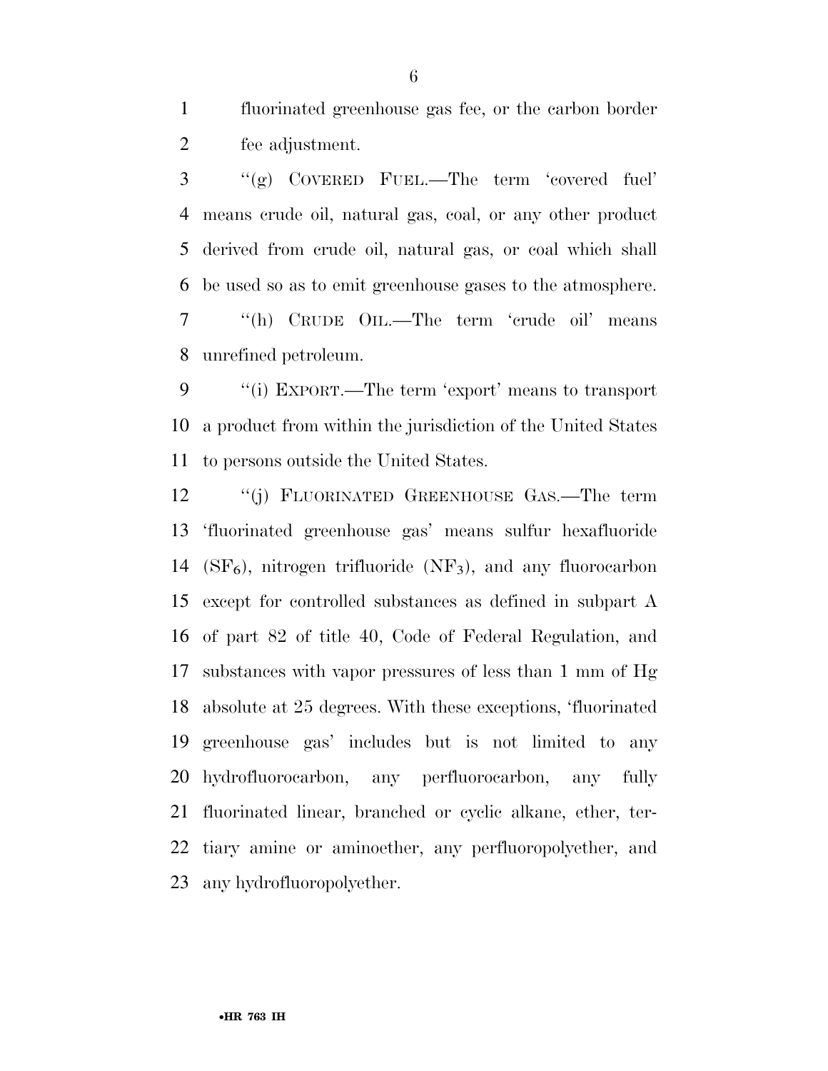fluorinated greenhouse gas fee, or the carbon border fee adjustment.

''(g) COVERED FUEL.—The term 'covered fuel' means crude oil, natural gas, coal, or any other product derived from crude oil, natural gas, or coal which shall be used so as to emit greenhouse gases to the atmosphere.

''(h) CRUDE OIL.—The term 'crude oil' means unrefined petroleum.

''(i) EXPORT.—The term 'export' means to transport a product from within the jurisdiction of the United States to persons outside the United States.

''(j) FLUORINATED GREENHOUSE GAS.—The term 'fluorinated greenhouse gas' means sulfur hexafluoride ($SF_6$), nitrogen trifluoride ($NF_3$), and any fluorocarbon except for controlled substances as defined in subpart A of part 82 of title 40, Code of Federal Regulation, and substances with vapor pressures of less than 1 mm of Hg absolute at 25 degrees. With these exceptions, 'fluorinated greenhouse gas' includes but is not limited to any hydrofluorocarbon, any perfluorocarbon, any fully fluorinated linear, branched or cyclic alkane, ether, tertiary amine or aminoether, any perfluoropolyether, and any hydrofluoropolyether.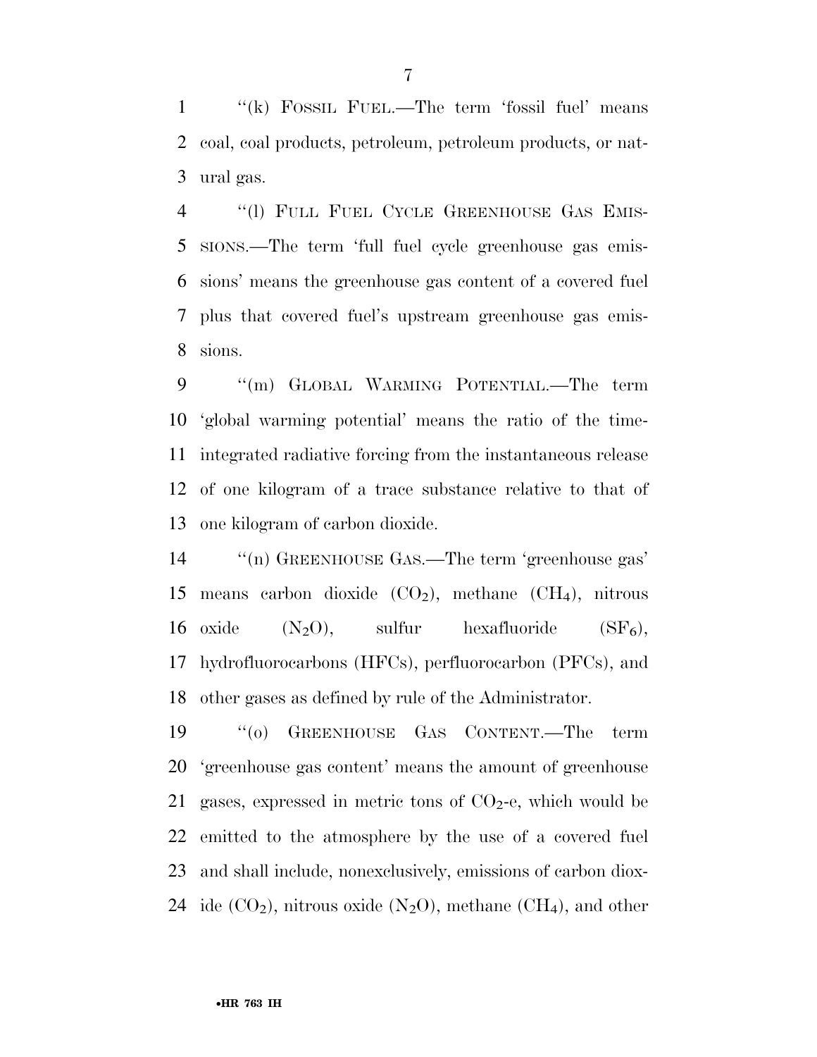"(k) FOSSIL FUEL.—The term 'fossil fuel' means coal, coal products, petroleum, petroleum products, or natural gas.

"(l) FULL FUEL CYCLE GREENHOUSE GAS EMISSIONS.—The term 'full fuel cycle greenhouse gas emissions' means the greenhouse gas content of a covered fuel plus that covered fuel's upstream greenhouse gas emissions.

"(m) GLOBAL WARMING POTENTIAL.—The term 'global warming potential' means the ratio of the time-integrated radiative forcing from the instantaneous release of one kilogram of a trace substance relative to that of one kilogram of carbon dioxide.

"(n) GREENHOUSE GAS.—The term 'greenhouse gas' means carbon dioxide ($CO_2$), methane ($CH_4$), nitrous oxide ($N_2O$), sulfur hexafluoride ($SF_6$), hydrofluorocarbons (HFCs), perfluorocarbon (PFCs), and other gases as defined by rule of the Administrator.

"(o) GREENHOUSE GAS CONTENT.—The term 'greenhouse gas content' means the amount of greenhouse gases, expressed in metric tons of $CO_2$-e, which would be emitted to the atmosphere by the use of a covered fuel and shall include, nonexclusively, emissions of carbon dioxide ($CO_2$), nitrous oxide ($N_2O$), methane ($CH_4$), and other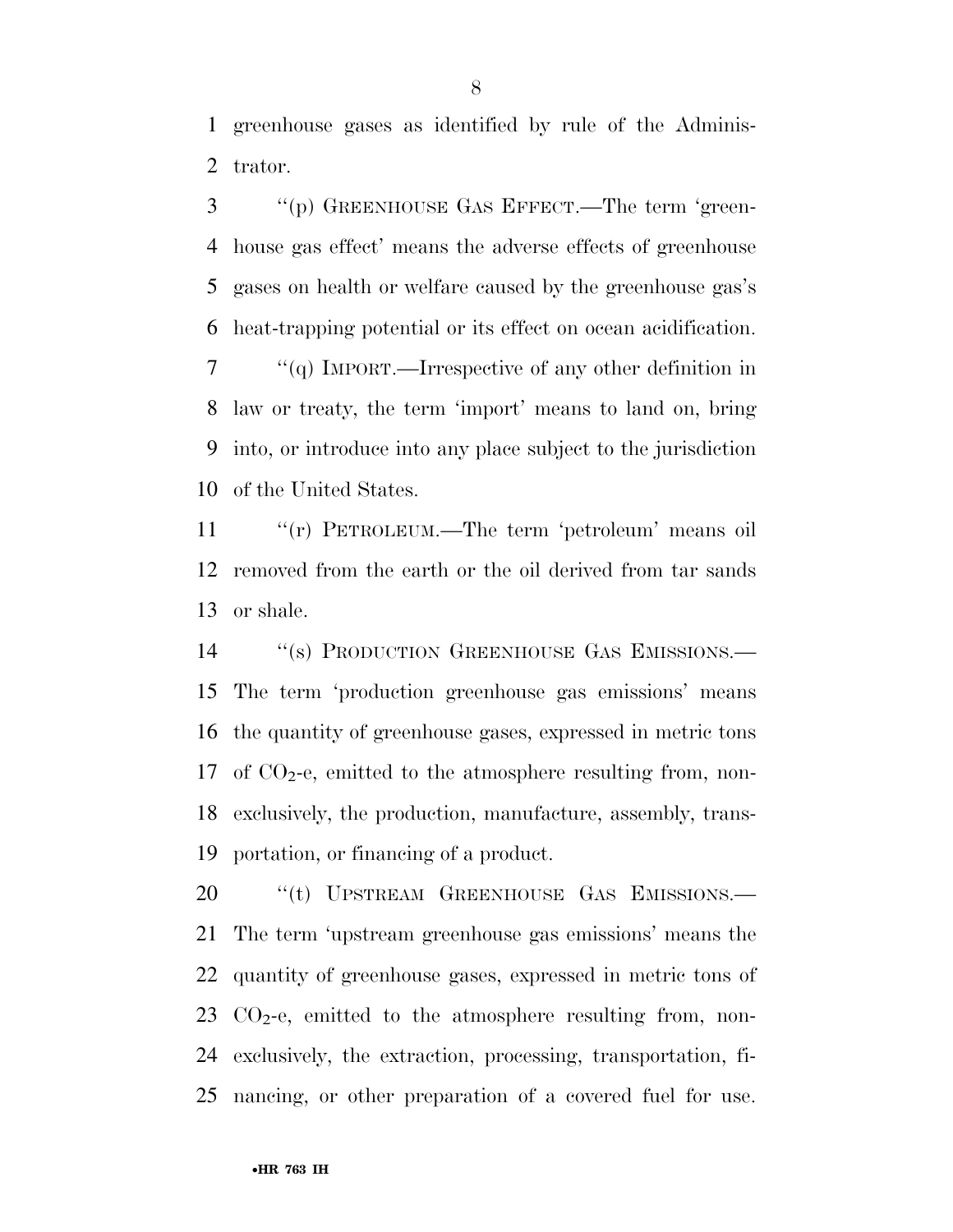greenhouse gases as identified by rule of the Administrator.

"(p) GREENHOUSE GAS EFFECT.—The term 'greenhouse gas effect' means the adverse effects of greenhouse gases on health or welfare caused by the greenhouse gas's heat-trapping potential or its effect on ocean acidification.

"(q) IMPORT.—Irrespective of any other definition in law or treaty, the term 'import' means to land on, bring into, or introduce into any place subject to the jurisdiction of the United States.

"(r) PETROLEUM.—The term 'petroleum' means oil removed from the earth or the oil derived from tar sands or shale.

"(s) PRODUCTION GREENHOUSE GAS EMISSIONS.—The term 'production greenhouse gas emissions' means the quantity of greenhouse gases, expressed in metric tons of $CO_2$-e, emitted to the atmosphere resulting from, non-exclusively, the production, manufacture, assembly, transportation, or financing of a product.

"(t) UPSTREAM GREENHOUSE GAS EMISSIONS.—The term 'upstream greenhouse gas emissions' means the quantity of greenhouse gases, expressed in metric tons of $CO_2$-e, emitted to the atmosphere resulting from, non-exclusively, the extraction, processing, transportation, financing, or other preparation of a covered fuel for use.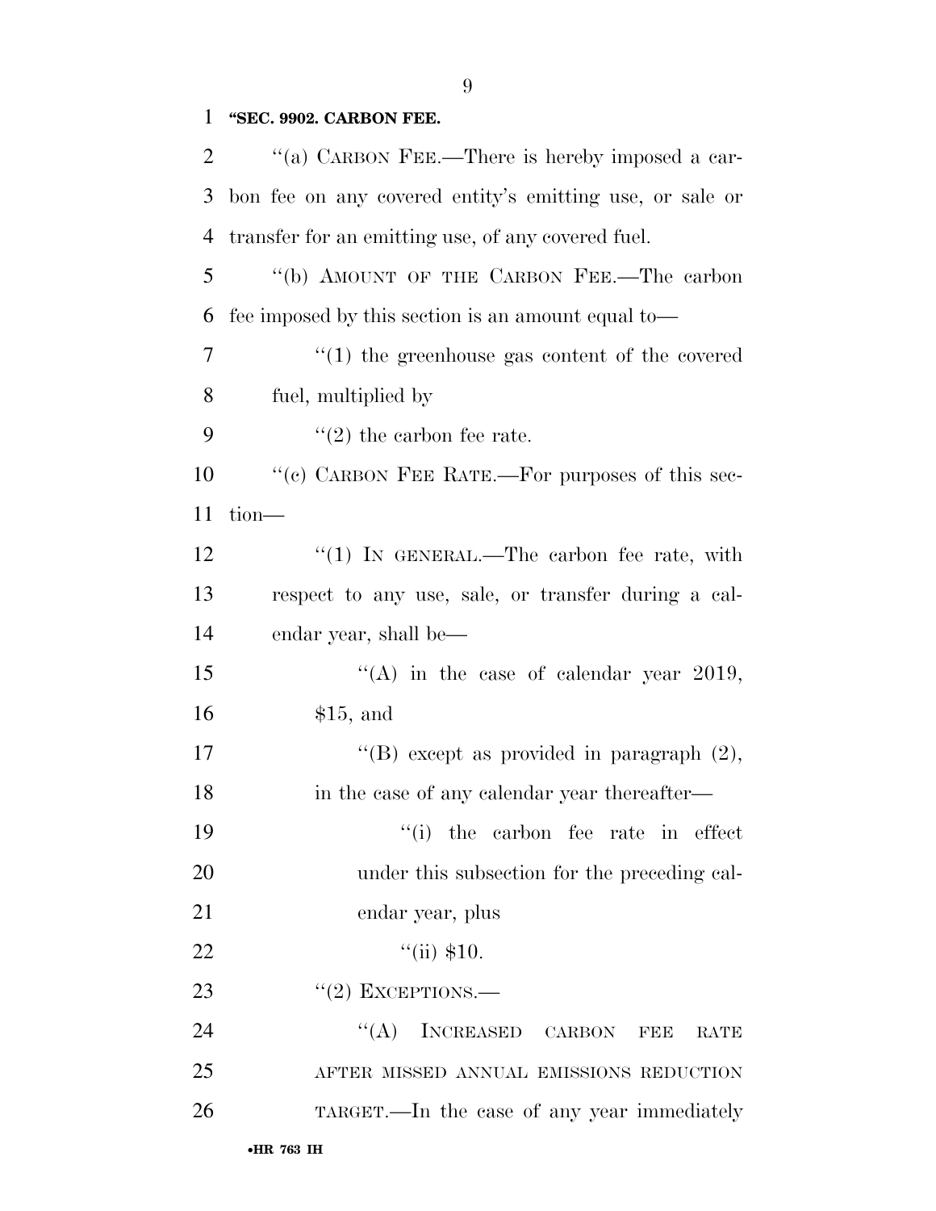**"SEC. 9902. CARBON FEE.**

"(a) CARBON FEE.—There is hereby imposed a carbon fee on any covered entity's emitting use, or sale or transfer for an emitting use, of any covered fuel.

"(b) AMOUNT OF THE CARBON FEE.—The carbon fee imposed by this section is an amount equal to—

"(1) the greenhouse gas content of the covered fuel, multiplied by

"(2) the carbon fee rate.

"(c) CARBON FEE RATE.—For purposes of this section—

"(1) IN GENERAL.—The carbon fee rate, with respect to any use, sale, or transfer during a calendar year, shall be—

"(A) in the case of calendar year 2019, $15, and

"(B) except as provided in paragraph (2), in the case of any calendar year thereafter—

"(i) the carbon fee rate in effect under this subsection for the preceding calendar year, plus

"(ii) $10.

"(2) EXCEPTIONS.—

"(A) INCREASED CARBON FEE RATE AFTER MISSED ANNUAL EMISSIONS REDUCTION TARGET.—In the case of any year immediately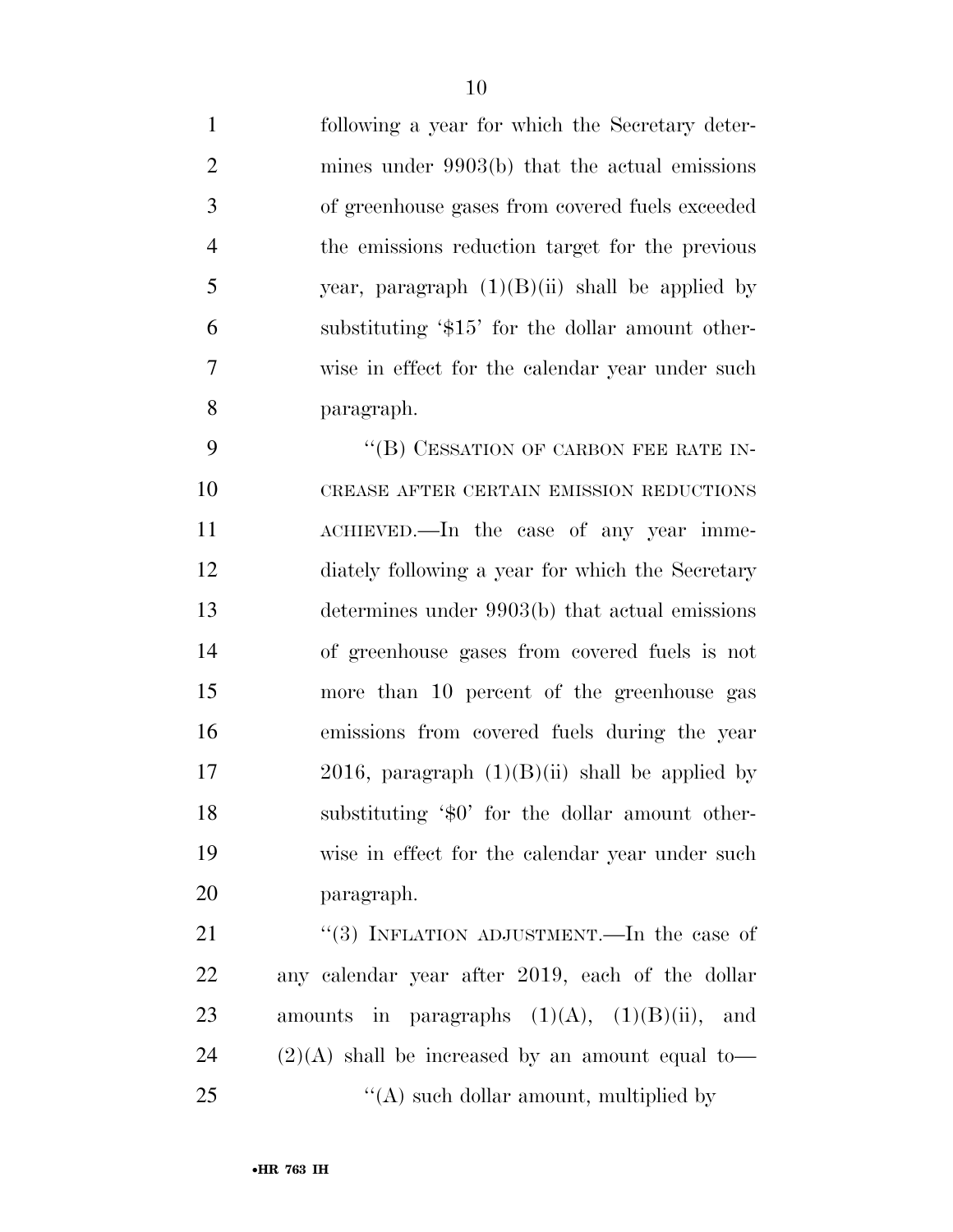following a year for which the Secretary determines under 9903(b) that the actual emissions of greenhouse gases from covered fuels exceeded the emissions reduction target for the previous year, paragraph (1)(B)(ii) shall be applied by substituting '$15' for the dollar amount otherwise in effect for the calendar year under such paragraph.

"(B) CESSATION OF CARBON FEE RATE INCREASE AFTER CERTAIN EMISSION REDUCTIONS ACHIEVED.—In the case of any year immediately following a year for which the Secretary determines under 9903(b) that actual emissions of greenhouse gases from covered fuels is not more than 10 percent of the greenhouse gas emissions from covered fuels during the year 2016, paragraph (1)(B)(ii) shall be applied by substituting '$0' for the dollar amount otherwise in effect for the calendar year under such paragraph.

"(3) INFLATION ADJUSTMENT.—In the case of any calendar year after 2019, each of the dollar amounts in paragraphs (1)(A), (1)(B)(ii), and (2)(A) shall be increased by an amount equal to—

"(A) such dollar amount, multiplied by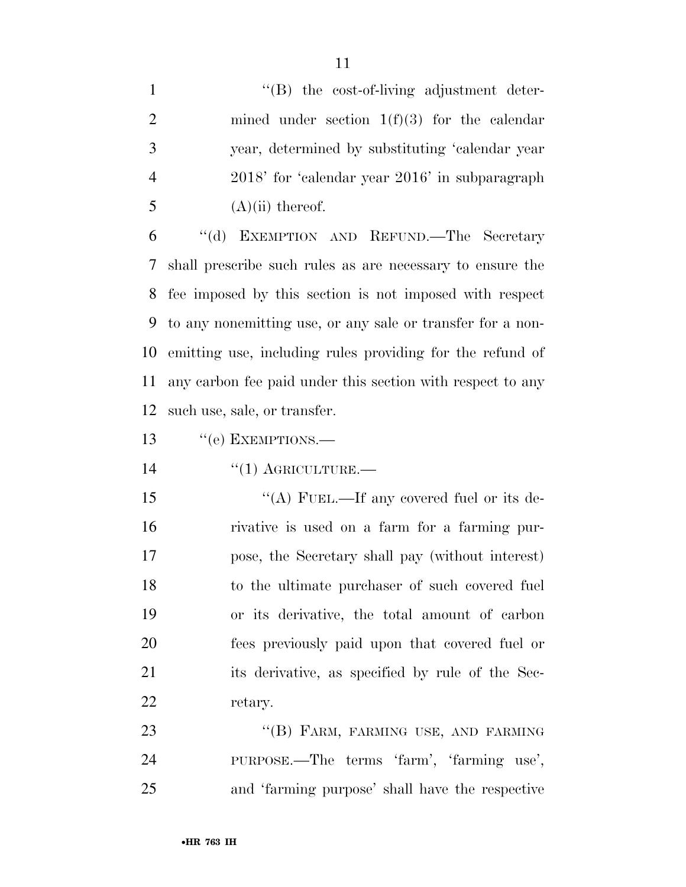"(B) the cost-of-living adjustment determined under section 1(f)(3) for the calendar year, determined by substituting 'calendar year 2018' for 'calendar year 2016' in subparagraph (A)(ii) thereof.

"(d) EXEMPTION AND REFUND.—The Secretary shall prescribe such rules as are necessary to ensure the fee imposed by this section is not imposed with respect to any nonemitting use, or any sale or transfer for a nonemitting use, including rules providing for the refund of any carbon fee paid under this section with respect to any such use, sale, or transfer.

"(e) EXEMPTIONS.—

"(1) AGRICULTURE.—

"(A) FUEL.—If any covered fuel or its derivative is used on a farm for a farming purpose, the Secretary shall pay (without interest) to the ultimate purchaser of such covered fuel or its derivative, the total amount of carbon fees previously paid upon that covered fuel or its derivative, as specified by rule of the Secretary.

"(B) FARM, FARMING USE, AND FARMING PURPOSE.—The terms 'farm', 'farming use', and 'farming purpose' shall have the respective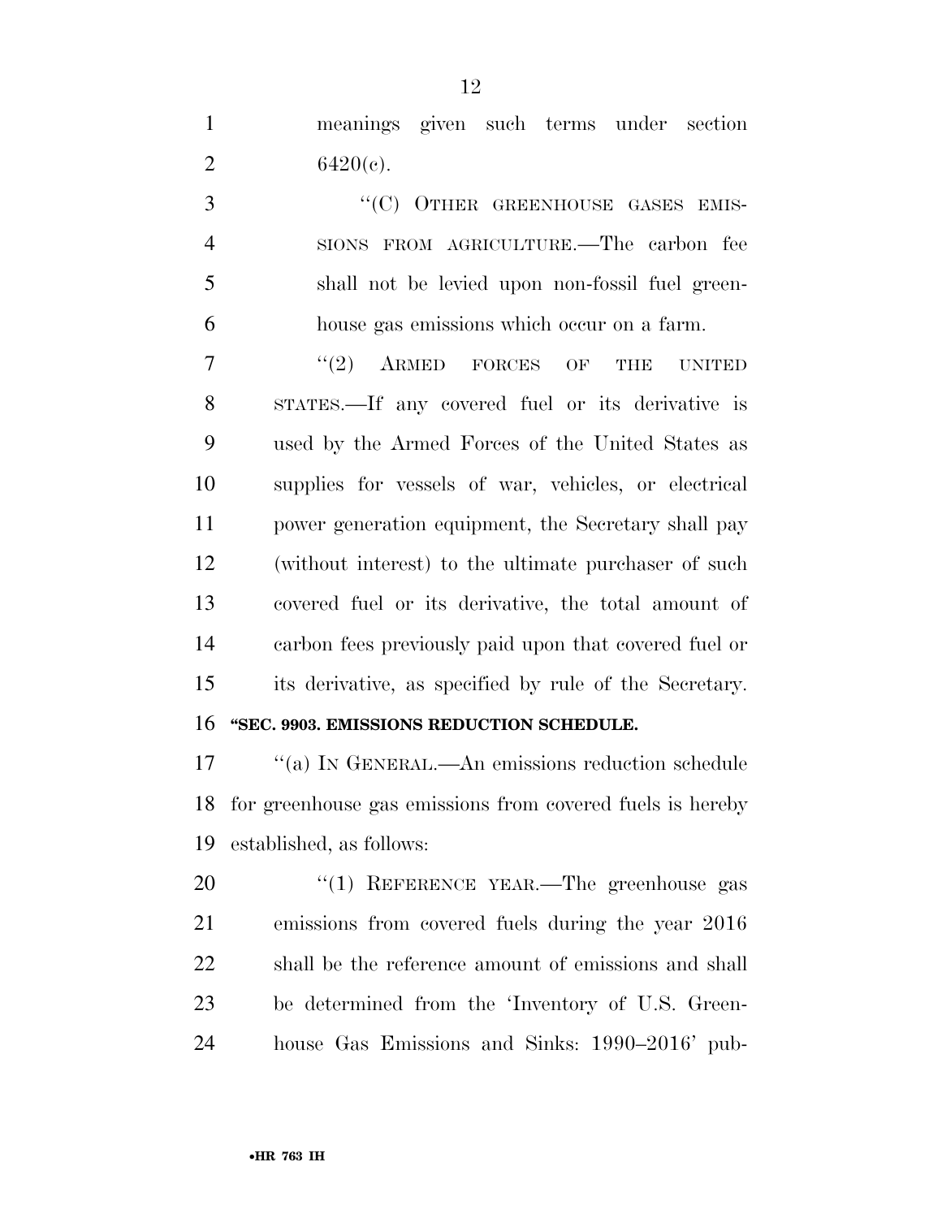meanings given such terms under section 6420(c).

"(C) OTHER GREENHOUSE GASES EMISSIONS FROM AGRICULTURE.—The carbon fee shall not be levied upon non-fossil fuel greenhouse gas emissions which occur on a farm.

"(2) ARMED FORCES OF THE UNITED STATES.—If any covered fuel or its derivative is used by the Armed Forces of the United States as supplies for vessels of war, vehicles, or electrical power generation equipment, the Secretary shall pay (without interest) to the ultimate purchaser of such covered fuel or its derivative, the total amount of carbon fees previously paid upon that covered fuel or its derivative, as specified by rule of the Secretary.

**"SEC. 9903. EMISSIONS REDUCTION SCHEDULE.**

"(a) IN GENERAL.—An emissions reduction schedule for greenhouse gas emissions from covered fuels is hereby established, as follows:

"(1) REFERENCE YEAR.—The greenhouse gas emissions from covered fuels during the year 2016 shall be the reference amount of emissions and shall be determined from the 'Inventory of U.S. Greenhouse Gas Emissions and Sinks: 1990–2016' pub-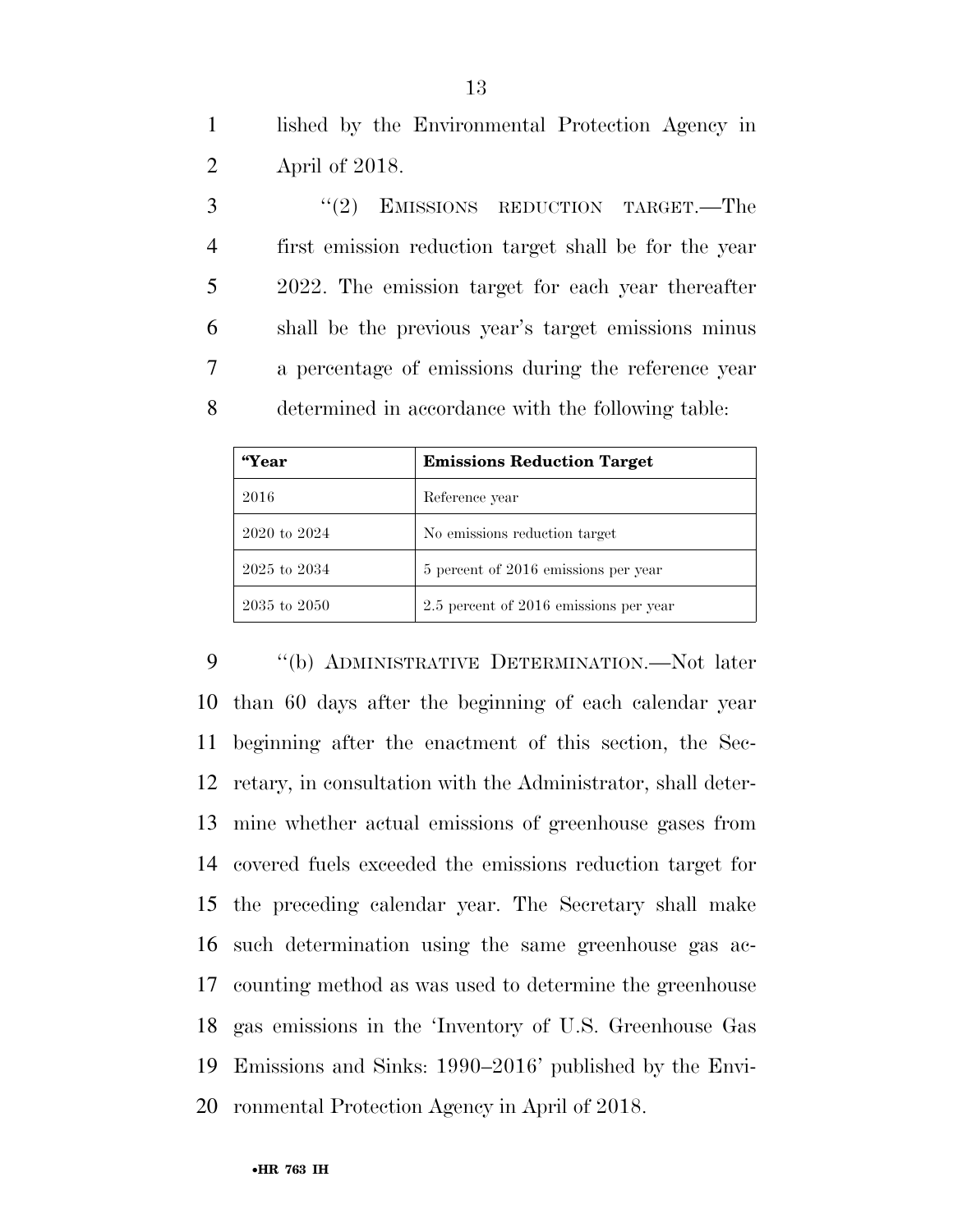lished by the Environmental Protection Agency in April of 2018.

"(2) EMISSIONS REDUCTION TARGET.—The first emission reduction target shall be for the year 2022. The emission target for each year thereafter shall be the previous year's target emissions minus a percentage of emissions during the reference year determined in accordance with the following table:

| "Year | Emissions Reduction Target |
|---|---|
| 2016 | Reference year |
| 2020 to 2024 | No emissions reduction target |
| 2025 to 2034 | 5 percent of 2016 emissions per year |
| 2035 to 2050 | 2.5 percent of 2016 emissions per year |

"(b) ADMINISTRATIVE DETERMINATION.—Not later than 60 days after the beginning of each calendar year beginning after the enactment of this section, the Secretary, in consultation with the Administrator, shall determine whether actual emissions of greenhouse gases from covered fuels exceeded the emissions reduction target for the preceding calendar year. The Secretary shall make such determination using the same greenhouse gas accounting method as was used to determine the greenhouse gas emissions in the 'Inventory of U.S. Greenhouse Gas Emissions and Sinks: 1990–2016' published by the Environmental Protection Agency in April of 2018.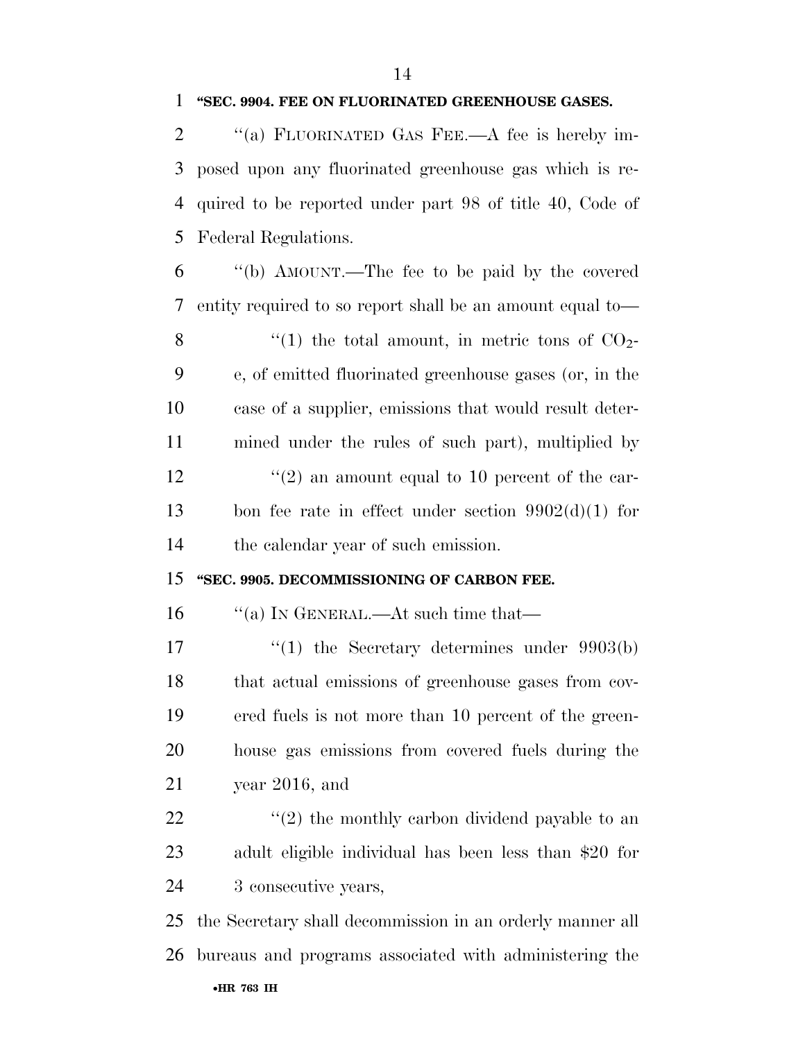**"SEC. 9904. FEE ON FLUORINATED GREENHOUSE GASES.**

"(a) FLUORINATED GAS FEE.—A fee is hereby imposed upon any fluorinated greenhouse gas which is required to be reported under part 98 of title 40, Code of Federal Regulations.

"(b) AMOUNT.—The fee to be paid by the covered entity required to so report shall be an amount equal to—

"(1) the total amount, in metric tons of $CO_2$-e, of emitted fluorinated greenhouse gases (or, in the case of a supplier, emissions that would result determined under the rules of such part), multiplied by

"(2) an amount equal to 10 percent of the carbon fee rate in effect under section 9902(d)(1) for the calendar year of such emission.

**"SEC. 9905. DECOMMISSIONING OF CARBON FEE.**

"(a) IN GENERAL.—At such time that—

"(1) the Secretary determines under 9903(b) that actual emissions of greenhouse gases from covered fuels is not more than 10 percent of the greenhouse gas emissions from covered fuels during the year 2016, and

"(2) the monthly carbon dividend payable to an adult eligible individual has been less than $20 for 3 consecutive years,

the Secretary shall decommission in an orderly manner all bureaus and programs associated with administering the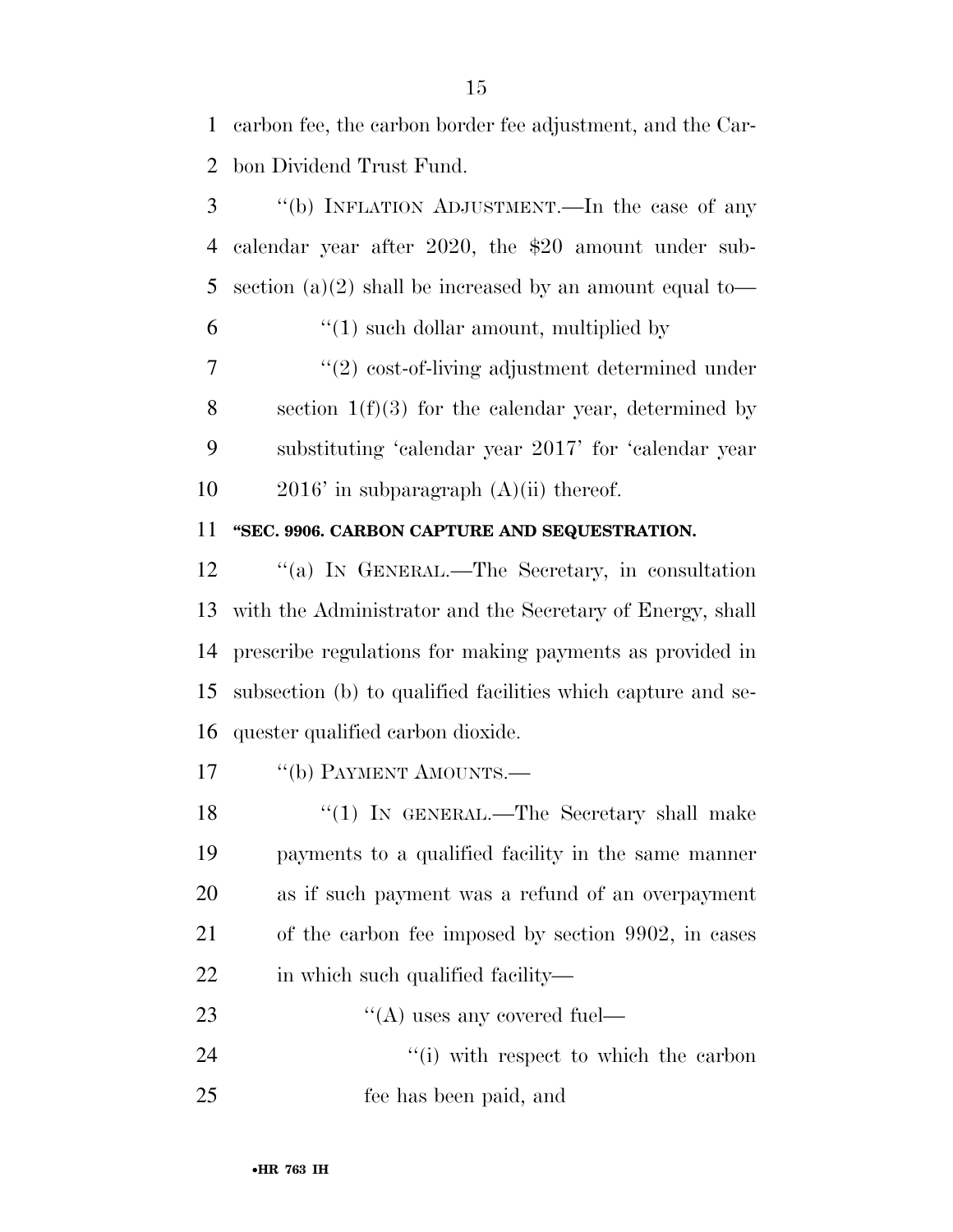carbon fee, the carbon border fee adjustment, and the Carbon Dividend Trust Fund.

''(b) INFLATION ADJUSTMENT.—In the case of any calendar year after 2020, the $20 amount under subsection (a)(2) shall be increased by an amount equal to—

''(1) such dollar amount, multiplied by

''(2) cost-of-living adjustment determined under section 1(f)(3) for the calendar year, determined by substituting 'calendar year 2017' for 'calendar year 2016' in subparagraph (A)(ii) thereof.

**''SEC. 9906. CARBON CAPTURE AND SEQUESTRATION.**

''(a) IN GENERAL.—The Secretary, in consultation with the Administrator and the Secretary of Energy, shall prescribe regulations for making payments as provided in subsection (b) to qualified facilities which capture and sequester qualified carbon dioxide.

''(b) PAYMENT AMOUNTS.—

''(1) IN GENERAL.—The Secretary shall make payments to a qualified facility in the same manner as if such payment was a refund of an overpayment of the carbon fee imposed by section 9902, in cases in which such qualified facility—

''(A) uses any covered fuel—

''(i) with respect to which the carbon fee has been paid, and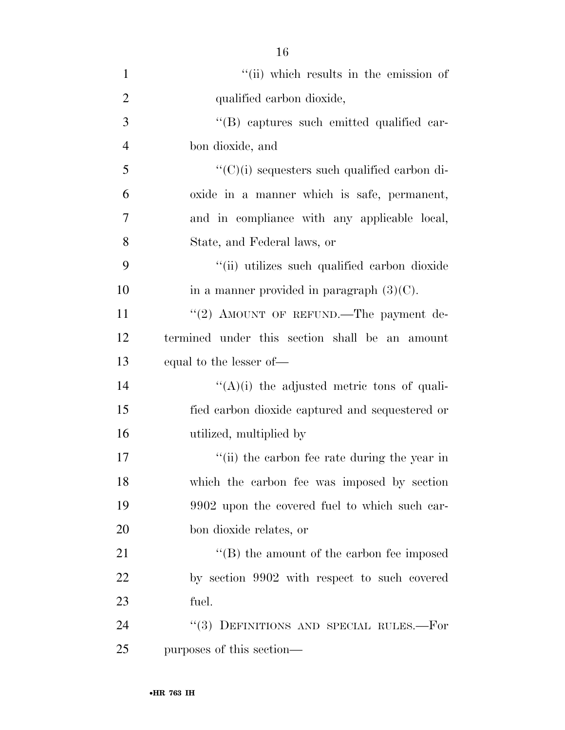"(ii) which results in the emission of qualified carbon dioxide,

"(B) captures such emitted qualified carbon dioxide, and

"(C)(i) sequesters such qualified carbon dioxide in a manner which is safe, permanent, and in compliance with any applicable local, State, and Federal laws, or

"(ii) utilizes such qualified carbon dioxide in a manner provided in paragraph (3)(C).

"(2) AMOUNT OF REFUND.—The payment determined under this section shall be an amount equal to the lesser of—

"(A)(i) the adjusted metric tons of qualified carbon dioxide captured and sequestered or utilized, multiplied by

"(ii) the carbon fee rate during the year in which the carbon fee was imposed by section 9902 upon the covered fuel to which such carbon dioxide relates, or

"(B) the amount of the carbon fee imposed by section 9902 with respect to such covered fuel.

"(3) DEFINITIONS AND SPECIAL RULES.—For purposes of this section—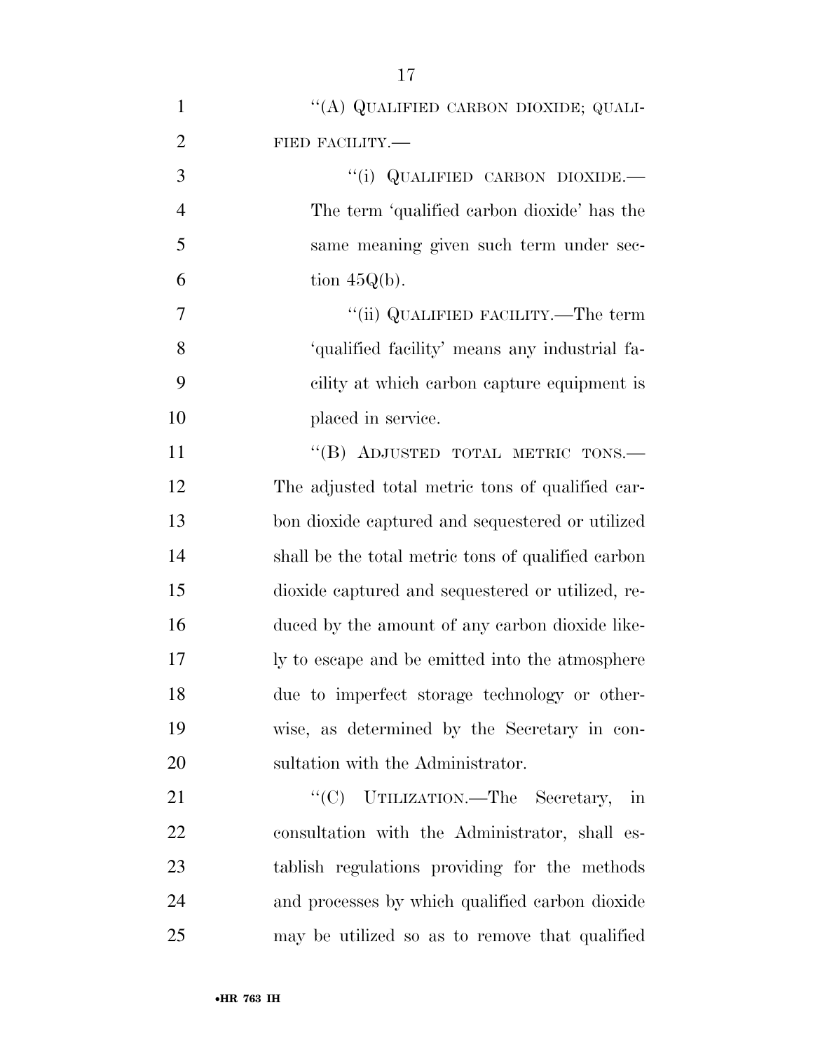"(A) QUALIFIED CARBON DIOXIDE; QUALIFIED FACILITY.—

"(i) QUALIFIED CARBON DIOXIDE.—The term 'qualified carbon dioxide' has the same meaning given such term under section 45Q(b).

"(ii) QUALIFIED FACILITY.—The term 'qualified facility' means any industrial facility at which carbon capture equipment is placed in service.

"(B) ADJUSTED TOTAL METRIC TONS.—The adjusted total metric tons of qualified carbon dioxide captured and sequestered or utilized shall be the total metric tons of qualified carbon dioxide captured and sequestered or utilized, reduced by the amount of any carbon dioxide likely to escape and be emitted into the atmosphere due to imperfect storage technology or otherwise, as determined by the Secretary in consultation with the Administrator.

"(C) UTILIZATION.—The Secretary, in consultation with the Administrator, shall establish regulations providing for the methods and processes by which qualified carbon dioxide may be utilized so as to remove that qualified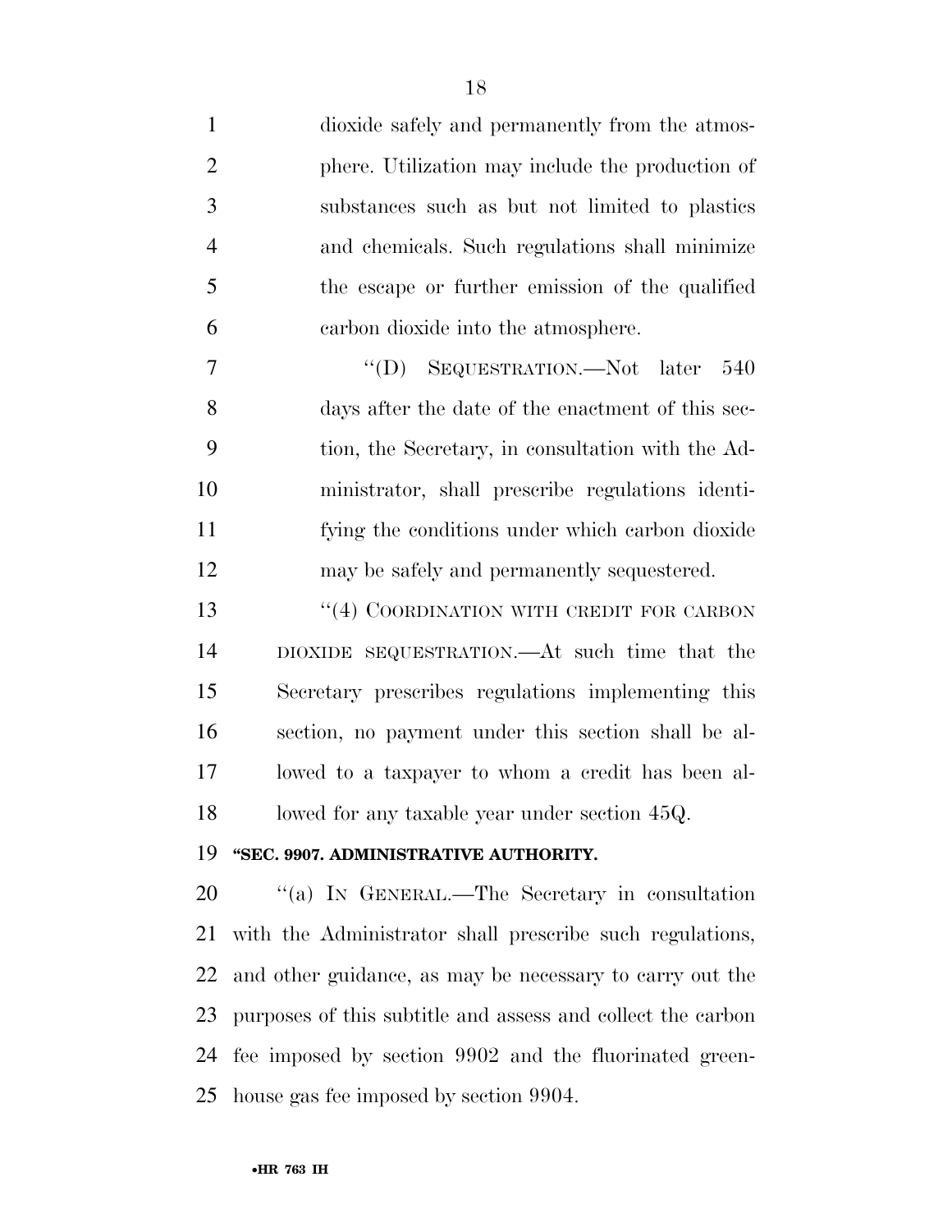dioxide safely and permanently from the atmosphere. Utilization may include the production of substances such as but not limited to plastics and chemicals. Such regulations shall minimize the escape or further emission of the qualified carbon dioxide into the atmosphere.

"(D) SEQUESTRATION.—Not later 540 days after the date of the enactment of this section, the Secretary, in consultation with the Administrator, shall prescribe regulations identifying the conditions under which carbon dioxide may be safely and permanently sequestered.

"(4) COORDINATION WITH CREDIT FOR CARBON DIOXIDE SEQUESTRATION.—At such time that the Secretary prescribes regulations implementing this section, no payment under this section shall be allowed to a taxpayer to whom a credit has been allowed for any taxable year under section 45Q.

**"SEC. 9907. ADMINISTRATIVE AUTHORITY.**

"(a) IN GENERAL.—The Secretary in consultation with the Administrator shall prescribe such regulations, and other guidance, as may be necessary to carry out the purposes of this subtitle and assess and collect the carbon fee imposed by section 9902 and the fluorinated greenhouse gas fee imposed by section 9904.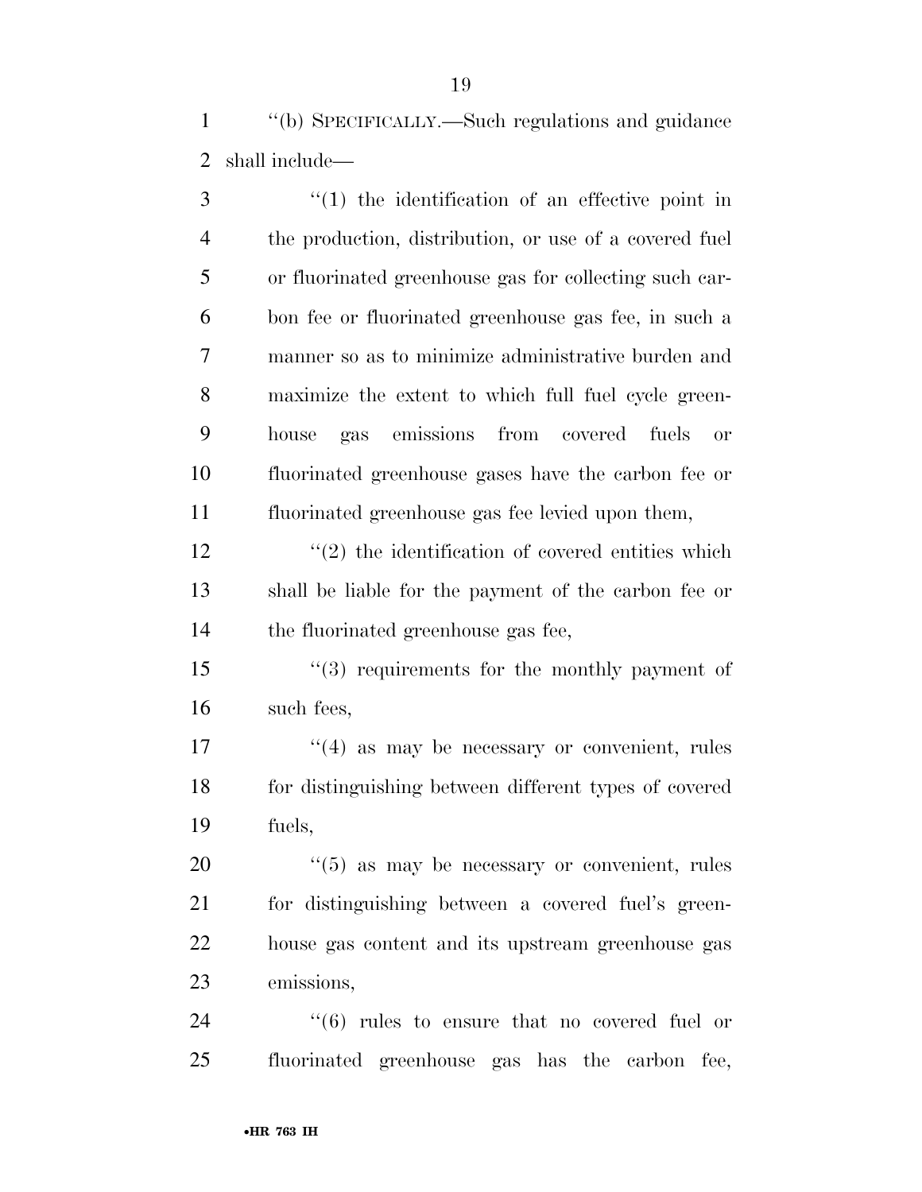''(b) SPECIFICALLY.—Such regulations and guidance shall include—

''(1) the identification of an effective point in the production, distribution, or use of a covered fuel or fluorinated greenhouse gas for collecting such carbon fee or fluorinated greenhouse gas fee, in such a manner so as to minimize administrative burden and maximize the extent to which full fuel cycle greenhouse gas emissions from covered fuels or fluorinated greenhouse gases have the carbon fee or fluorinated greenhouse gas fee levied upon them,

''(2) the identification of covered entities which shall be liable for the payment of the carbon fee or the fluorinated greenhouse gas fee,

''(3) requirements for the monthly payment of such fees,

''(4) as may be necessary or convenient, rules for distinguishing between different types of covered fuels,

''(5) as may be necessary or convenient, rules for distinguishing between a covered fuel's greenhouse gas content and its upstream greenhouse gas emissions,

''(6) rules to ensure that no covered fuel or fluorinated greenhouse gas has the carbon fee,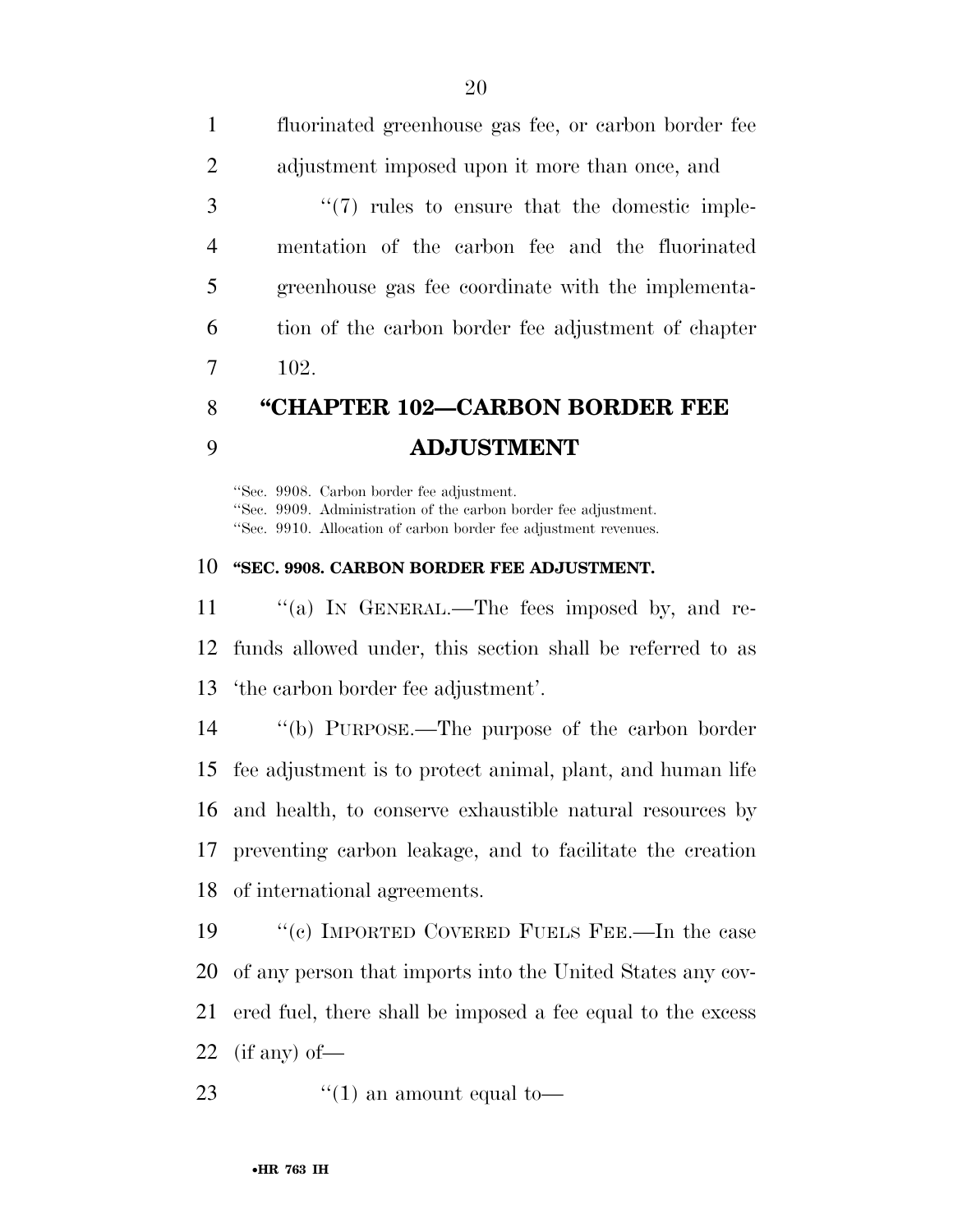fluorinated greenhouse gas fee, or carbon border fee adjustment imposed upon it more than once, and

"(7) rules to ensure that the domestic implementation of the carbon fee and the fluorinated greenhouse gas fee coordinate with the implementation of the carbon border fee adjustment of chapter 102.

## "CHAPTER 102—CARBON BORDER FEE ADJUSTMENT

"Sec. 9908. Carbon border fee adjustment.
"Sec. 9909. Administration of the carbon border fee adjustment.
"Sec. 9910. Allocation of carbon border fee adjustment revenues.

### "SEC. 9908. CARBON BORDER FEE ADJUSTMENT.

"(a) IN GENERAL.—The fees imposed by, and refunds allowed under, this section shall be referred to as 'the carbon border fee adjustment'.

"(b) PURPOSE.—The purpose of the carbon border fee adjustment is to protect animal, plant, and human life and health, to conserve exhaustible natural resources by preventing carbon leakage, and to facilitate the creation of international agreements.

"(c) IMPORTED COVERED FUELS FEE.—In the case of any person that imports into the United States any covered fuel, there shall be imposed a fee equal to the excess (if any) of—

"(1) an amount equal to—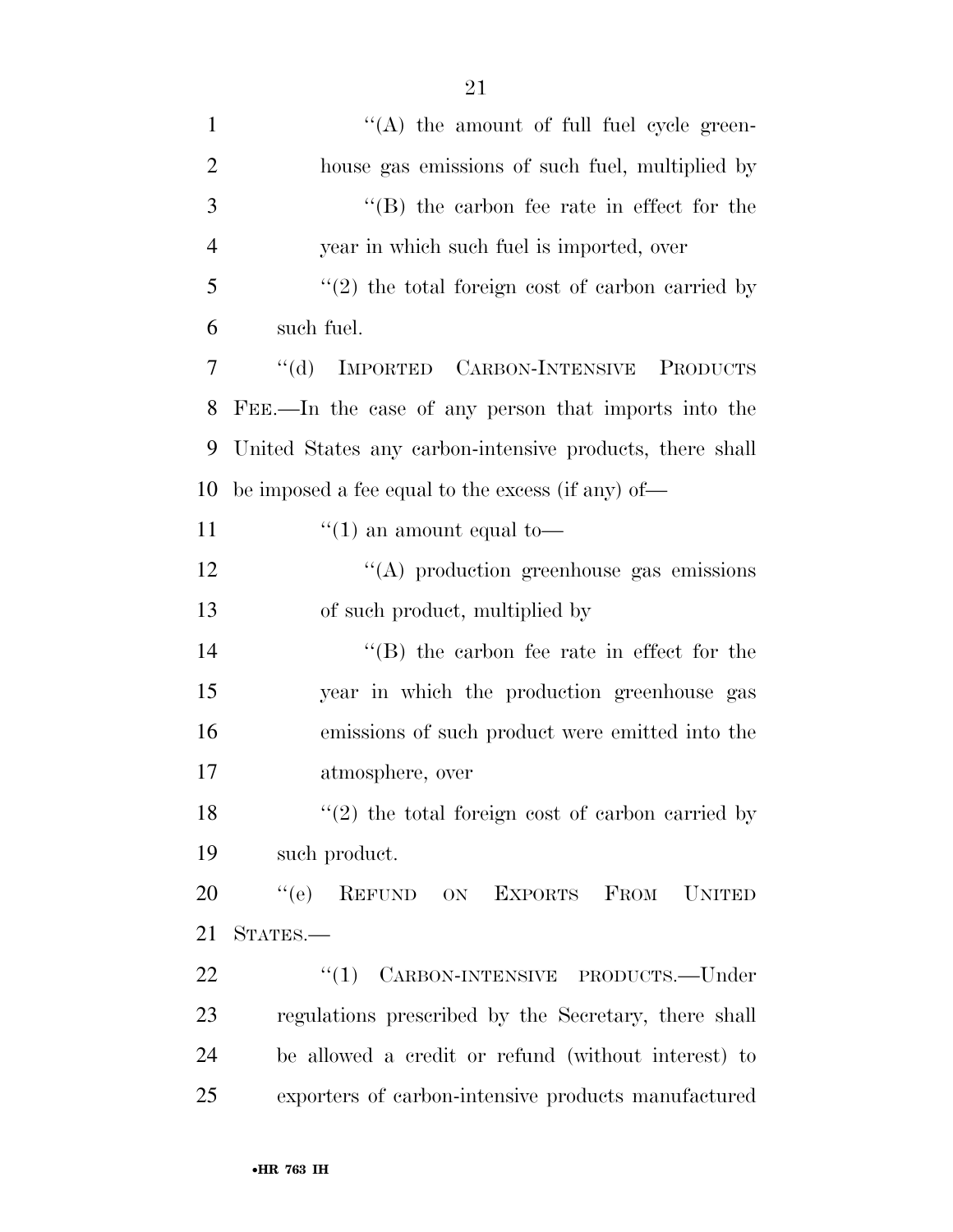"(A) the amount of full fuel cycle greenhouse gas emissions of such fuel, multiplied by

"(B) the carbon fee rate in effect for the year in which such fuel is imported, over

"(2) the total foreign cost of carbon carried by such fuel.

"(d) IMPORTED CARBON-INTENSIVE PRODUCTS FEE.—In the case of any person that imports into the United States any carbon-intensive products, there shall be imposed a fee equal to the excess (if any) of—

"(1) an amount equal to—

"(A) production greenhouse gas emissions of such product, multiplied by

"(B) the carbon fee rate in effect for the year in which the production greenhouse gas emissions of such product were emitted into the atmosphere, over

"(2) the total foreign cost of carbon carried by such product.

"(e) REFUND ON EXPORTS FROM UNITED STATES.—

"(1) CARBON-INTENSIVE PRODUCTS.—Under regulations prescribed by the Secretary, there shall be allowed a credit or refund (without interest) to exporters of carbon-intensive products manufactured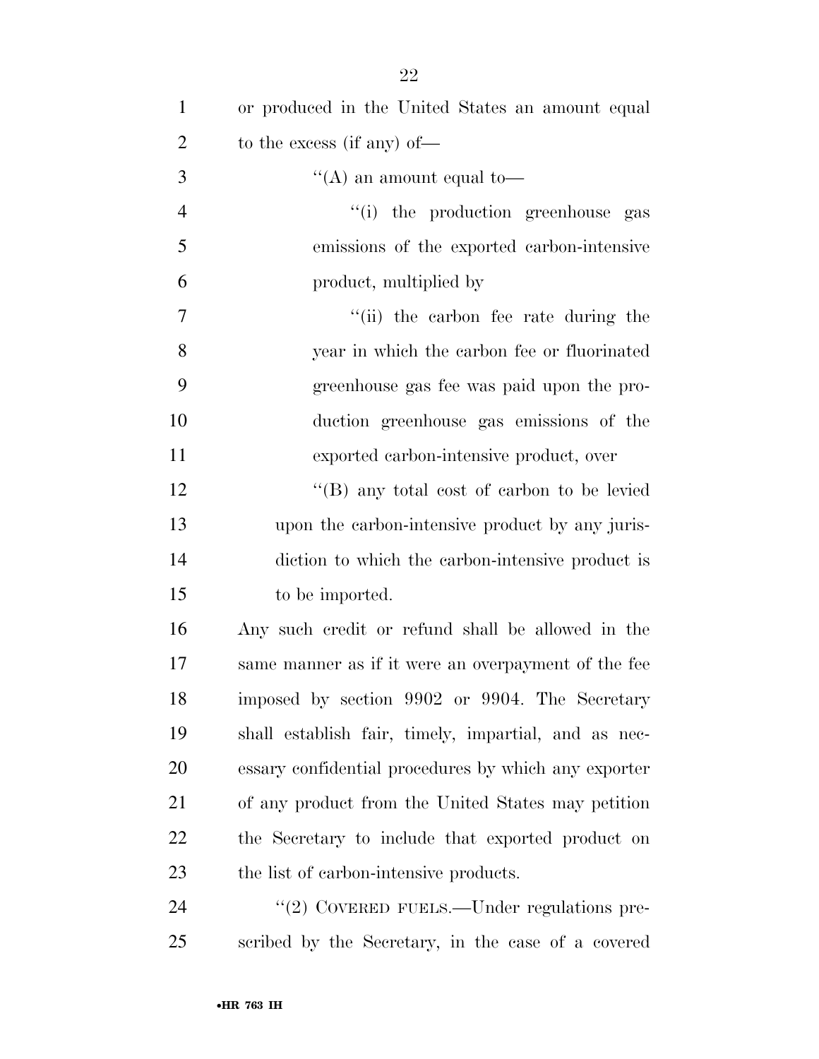or produced in the United States an amount equal to the excess (if any) of—

"(A) an amount equal to—

"(i) the production greenhouse gas emissions of the exported carbon-intensive product, multiplied by

"(ii) the carbon fee rate during the year in which the carbon fee or fluorinated greenhouse gas fee was paid upon the production greenhouse gas emissions of the exported carbon-intensive product, over

"(B) any total cost of carbon to be levied upon the carbon-intensive product by any jurisdiction to which the carbon-intensive product is to be imported.

Any such credit or refund shall be allowed in the same manner as if it were an overpayment of the fee imposed by section 9902 or 9904. The Secretary shall establish fair, timely, impartial, and as necessary confidential procedures by which any exporter of any product from the United States may petition the Secretary to include that exported product on the list of carbon-intensive products.

"(2) COVERED FUELS.—Under regulations prescribed by the Secretary, in the case of a covered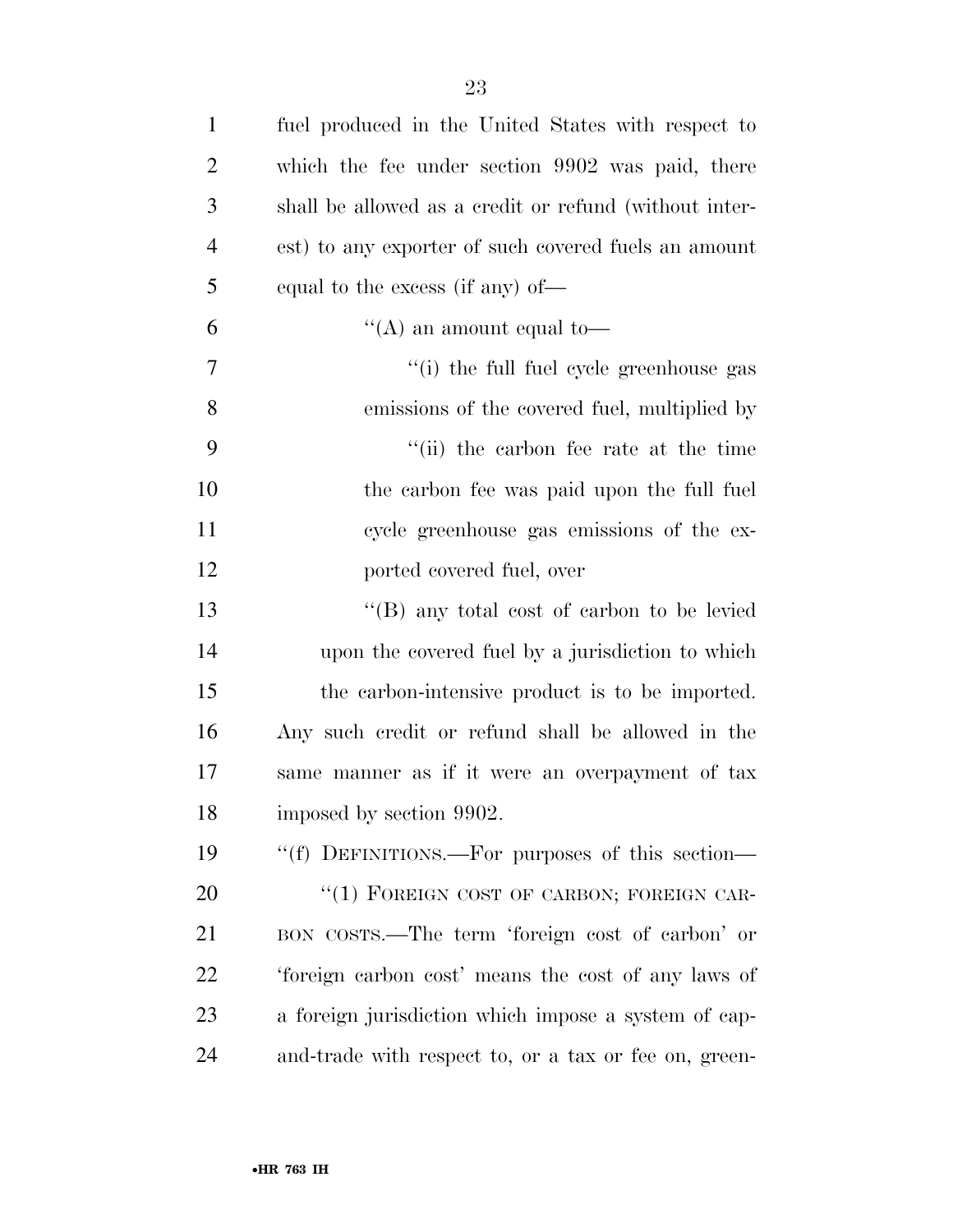fuel produced in the United States with respect to which the fee under section 9902 was paid, there shall be allowed as a credit or refund (without interest) to any exporter of such covered fuels an amount equal to the excess (if any) of—

"(A) an amount equal to—

"(i) the full fuel cycle greenhouse gas emissions of the covered fuel, multiplied by

"(ii) the carbon fee rate at the time the carbon fee was paid upon the full fuel cycle greenhouse gas emissions of the exported covered fuel, over

"(B) any total cost of carbon to be levied upon the covered fuel by a jurisdiction to which the carbon-intensive product is to be imported.

Any such credit or refund shall be allowed in the same manner as if it were an overpayment of tax imposed by section 9902.

"(f) DEFINITIONS.—For purposes of this section—

"(1) FOREIGN COST OF CARBON; FOREIGN CARBON COSTS.—The term 'foreign cost of carbon' or 'foreign carbon cost' means the cost of any laws of a foreign jurisdiction which impose a system of cap-and-trade with respect to, or a tax or fee on, green-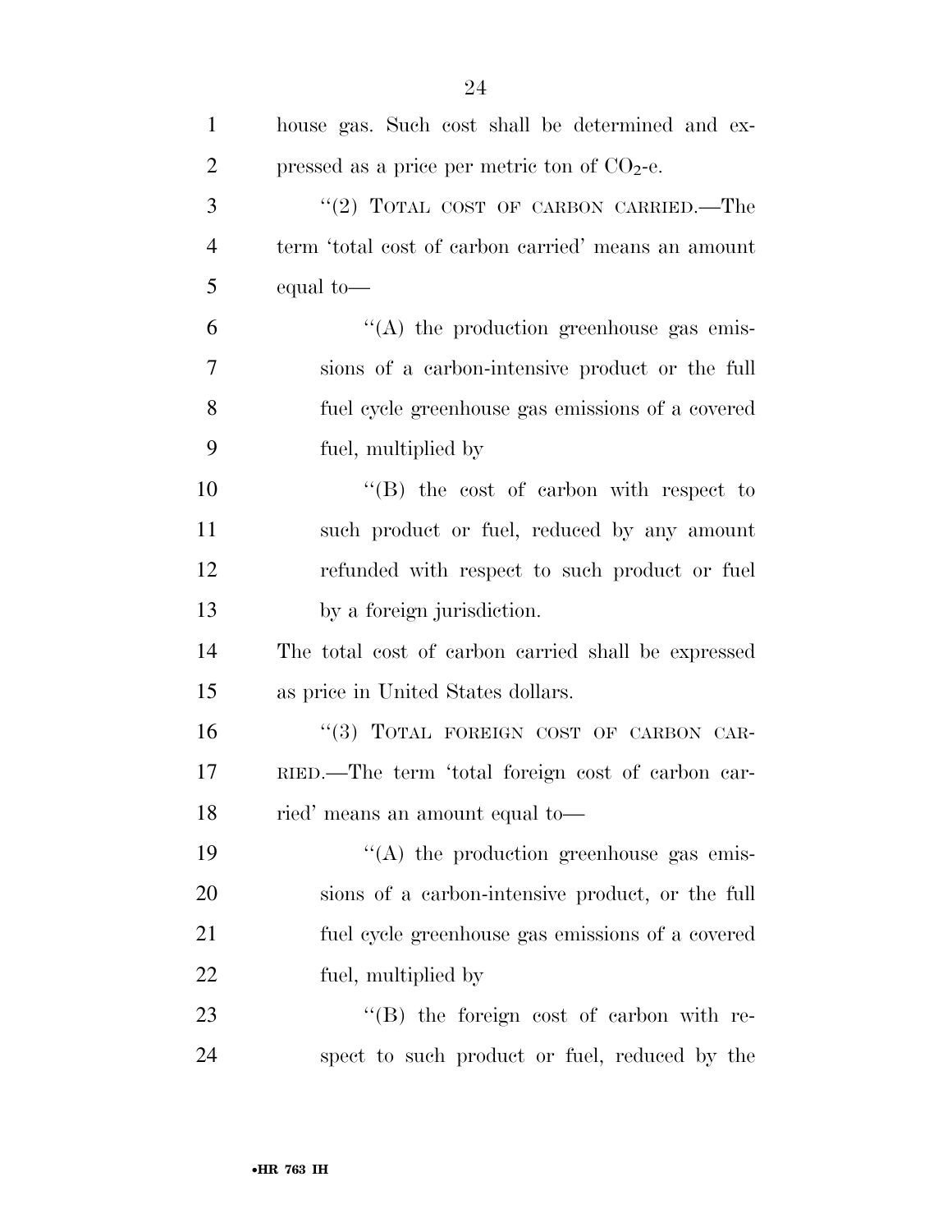house gas. Such cost shall be determined and expressed as a price per metric ton of $CO_2$-e.

"(2) TOTAL COST OF CARBON CARRIED.—The term 'total cost of carbon carried' means an amount equal to—

"(A) the production greenhouse gas emissions of a carbon-intensive product or the full fuel cycle greenhouse gas emissions of a covered fuel, multiplied by

"(B) the cost of carbon with respect to such product or fuel, reduced by any amount refunded with respect to such product or fuel by a foreign jurisdiction.

The total cost of carbon carried shall be expressed as price in United States dollars.

"(3) TOTAL FOREIGN COST OF CARBON CARRIED.—The term 'total foreign cost of carbon carried' means an amount equal to—

"(A) the production greenhouse gas emissions of a carbon-intensive product, or the full fuel cycle greenhouse gas emissions of a covered fuel, multiplied by

"(B) the foreign cost of carbon with respect to such product or fuel, reduced by the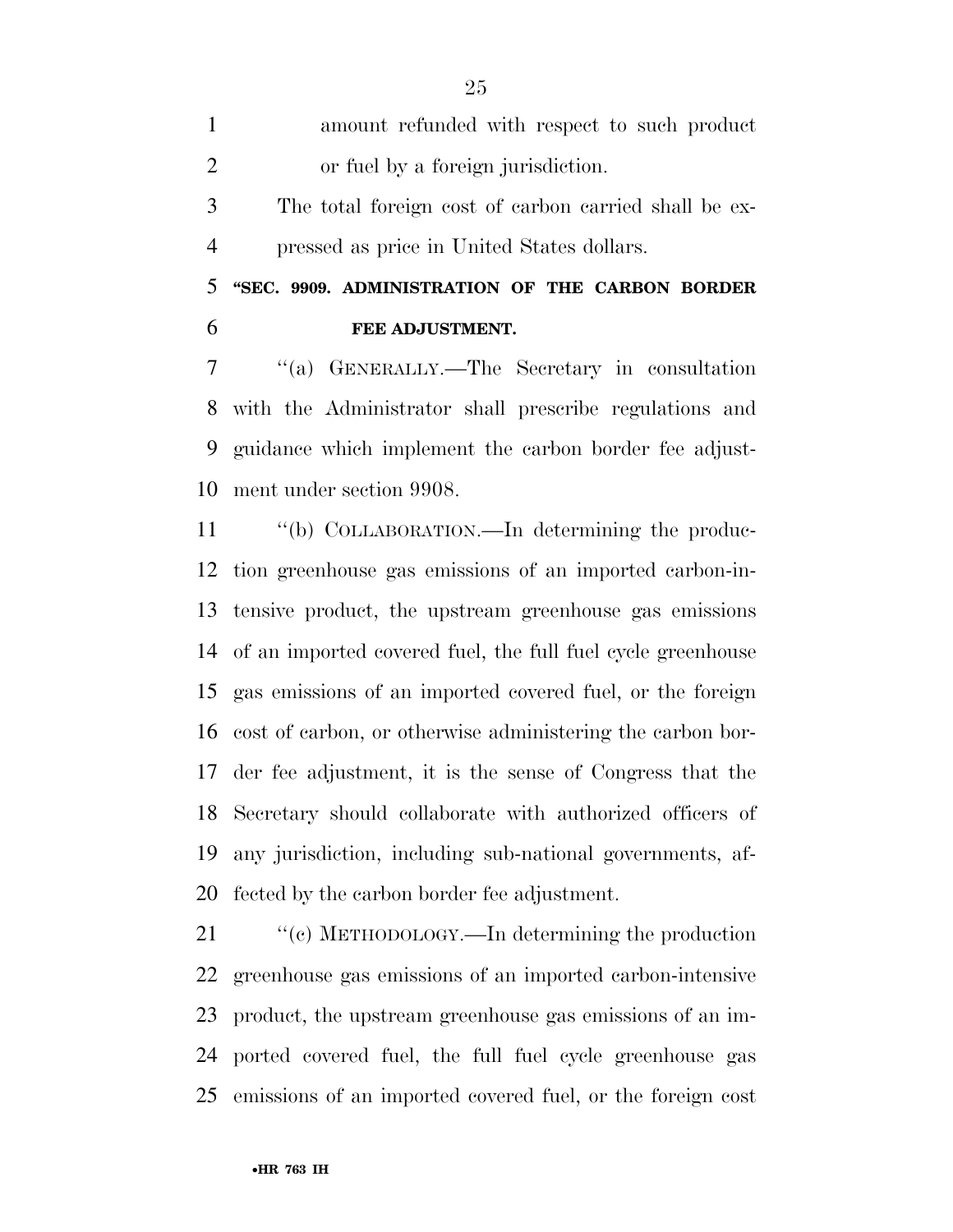amount refunded with respect to such product or fuel by a foreign jurisdiction.

The total foreign cost of carbon carried shall be expressed as price in United States dollars.

**"SEC. 9909. ADMINISTRATION OF THE CARBON BORDER FEE ADJUSTMENT.**

"(a) GENERALLY.—The Secretary in consultation with the Administrator shall prescribe regulations and guidance which implement the carbon border fee adjustment under section 9908.

"(b) COLLABORATION.—In determining the production greenhouse gas emissions of an imported carbon-intensive product, the upstream greenhouse gas emissions of an imported covered fuel, the full fuel cycle greenhouse gas emissions of an imported covered fuel, or the foreign cost of carbon, or otherwise administering the carbon border fee adjustment, it is the sense of Congress that the Secretary should collaborate with authorized officers of any jurisdiction, including sub-national governments, affected by the carbon border fee adjustment.

"(c) METHODOLOGY.—In determining the production greenhouse gas emissions of an imported carbon-intensive product, the upstream greenhouse gas emissions of an imported covered fuel, the full fuel cycle greenhouse gas emissions of an imported covered fuel, or the foreign cost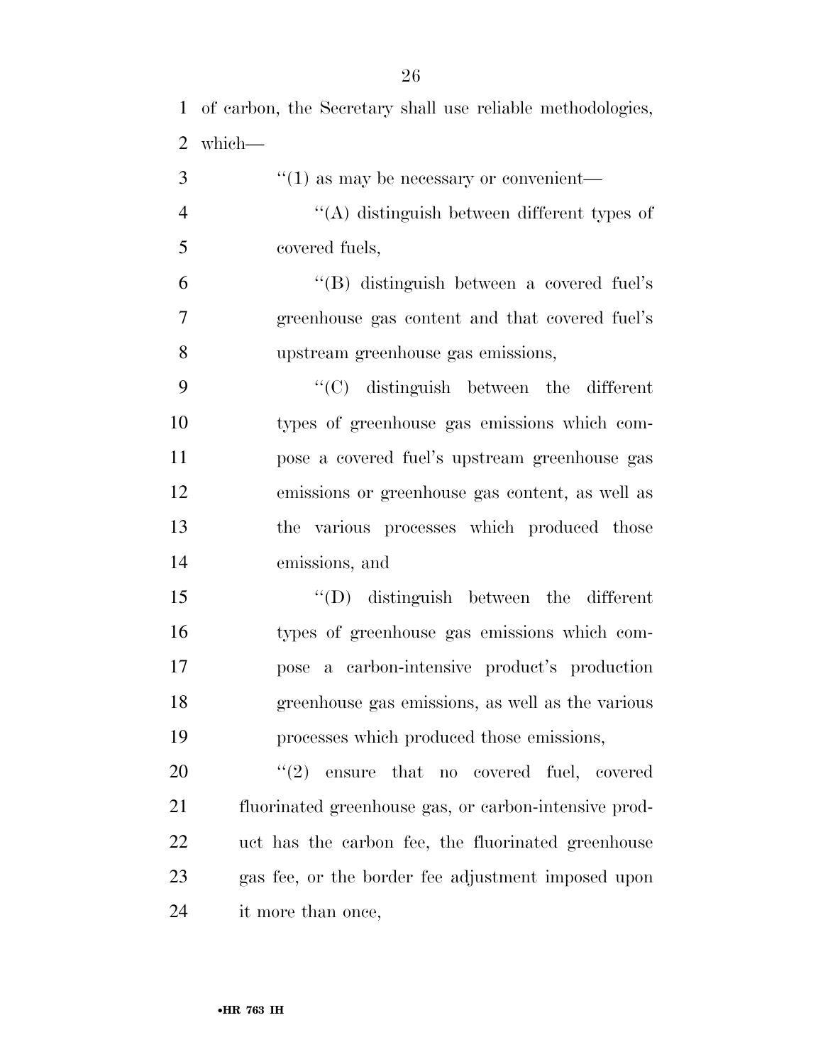of carbon, the Secretary shall use reliable methodologies, which—

''(1) as may be necessary or convenient—

''(A) distinguish between different types of covered fuels,

''(B) distinguish between a covered fuel's greenhouse gas content and that covered fuel's upstream greenhouse gas emissions,

''(C) distinguish between the different types of greenhouse gas emissions which compose a covered fuel's upstream greenhouse gas emissions or greenhouse gas content, as well as the various processes which produced those emissions, and

''(D) distinguish between the different types of greenhouse gas emissions which compose a carbon-intensive product's production greenhouse gas emissions, as well as the various processes which produced those emissions,

''(2) ensure that no covered fuel, covered fluorinated greenhouse gas, or carbon-intensive product has the carbon fee, the fluorinated greenhouse gas fee, or the border fee adjustment imposed upon it more than once,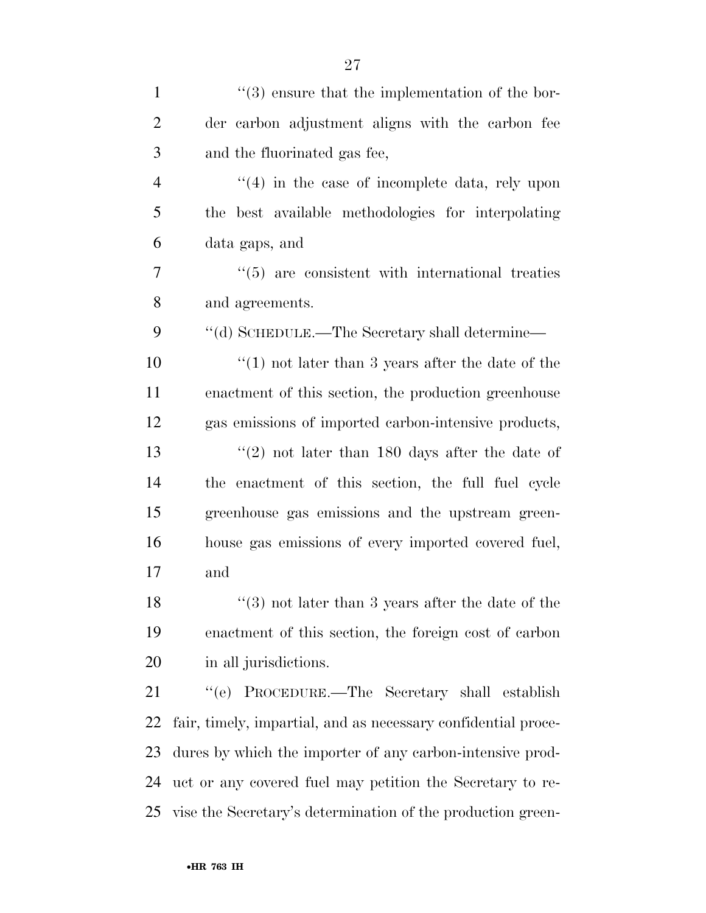''(3) ensure that the implementation of the border carbon adjustment aligns with the carbon fee and the fluorinated gas fee,

''(4) in the case of incomplete data, rely upon the best available methodologies for interpolating data gaps, and

''(5) are consistent with international treaties and agreements.

''(d) SCHEDULE.—The Secretary shall determine—

''(1) not later than 3 years after the date of the enactment of this section, the production greenhouse gas emissions of imported carbon-intensive products,

''(2) not later than 180 days after the date of the enactment of this section, the full fuel cycle greenhouse gas emissions and the upstream greenhouse gas emissions of every imported covered fuel, and

''(3) not later than 3 years after the date of the enactment of this section, the foreign cost of carbon in all jurisdictions.

''(e) PROCEDURE.—The Secretary shall establish fair, timely, impartial, and as necessary confidential procedures by which the importer of any carbon-intensive product or any covered fuel may petition the Secretary to revise the Secretary's determination of the production green-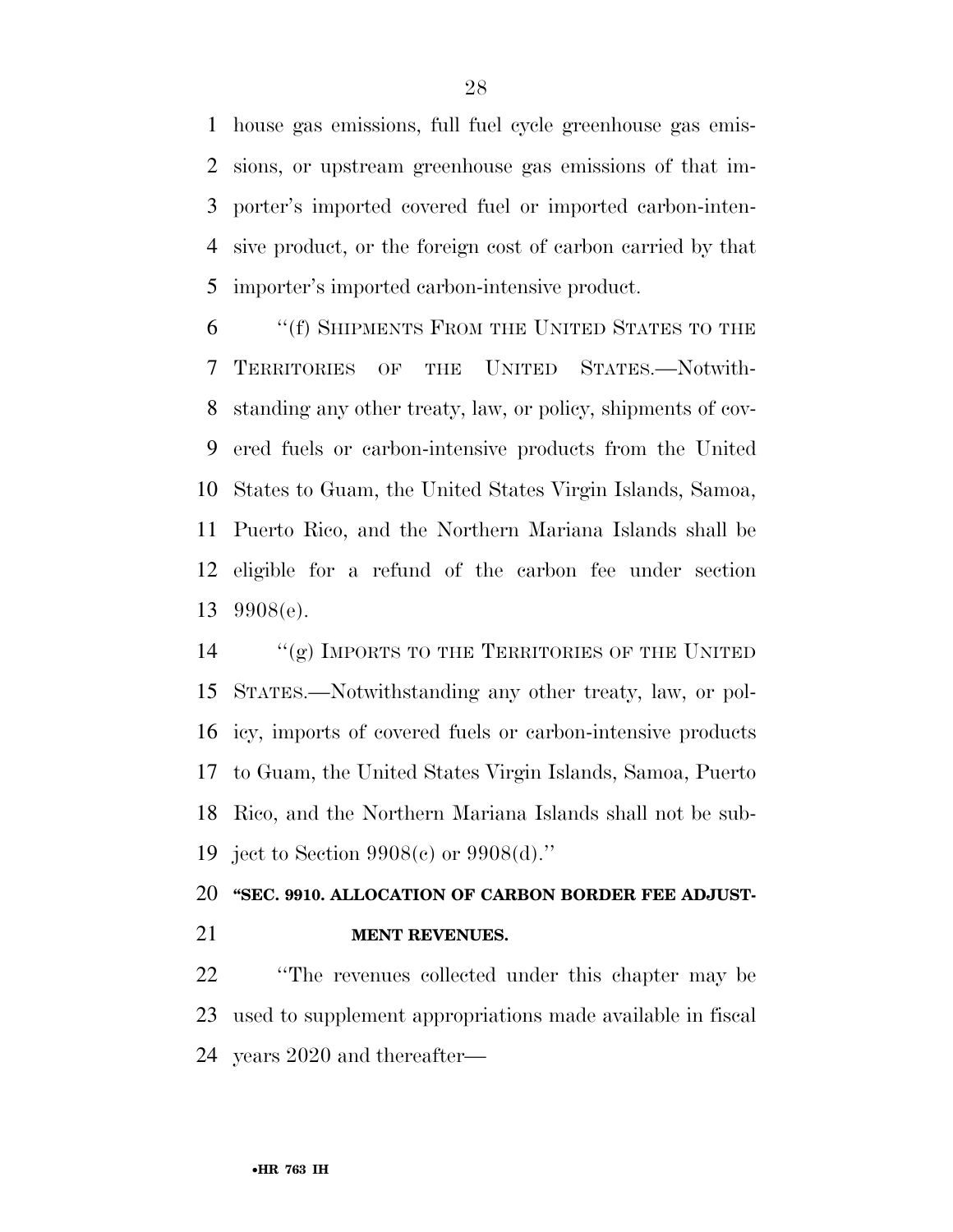house gas emissions, full fuel cycle greenhouse gas emissions, or upstream greenhouse gas emissions of that importer's imported covered fuel or imported carbon-intensive product, or the foreign cost of carbon carried by that importer's imported carbon-intensive product.

''(f) SHIPMENTS FROM THE UNITED STATES TO THE TERRITORIES OF THE UNITED STATES.—Notwithstanding any other treaty, law, or policy, shipments of covered fuels or carbon-intensive products from the United States to Guam, the United States Virgin Islands, Samoa, Puerto Rico, and the Northern Mariana Islands shall be eligible for a refund of the carbon fee under section 9908(e).

''(g) IMPORTS TO THE TERRITORIES OF THE UNITED STATES.—Notwithstanding any other treaty, law, or policy, imports of covered fuels or carbon-intensive products to Guam, the United States Virgin Islands, Samoa, Puerto Rico, and the Northern Mariana Islands shall not be subject to Section 9908(c) or 9908(d).''

**''SEC. 9910. ALLOCATION OF CARBON BORDER FEE ADJUSTMENT REVENUES.**

''The revenues collected under this chapter may be used to supplement appropriations made available in fiscal years 2020 and thereafter—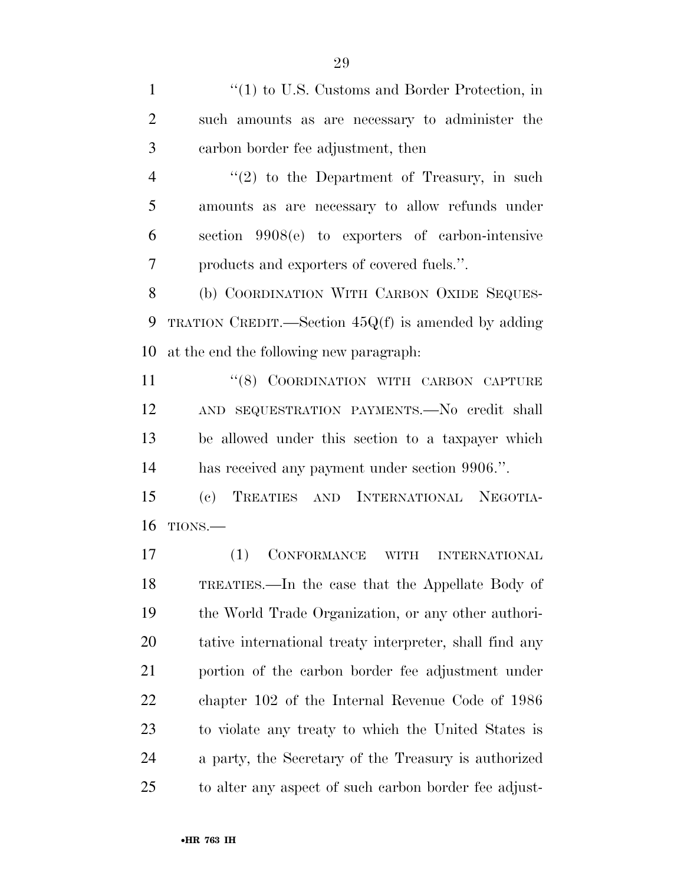"(1) to U.S. Customs and Border Protection, in such amounts as are necessary to administer the carbon border fee adjustment, then

"(2) to the Department of Treasury, in such amounts as are necessary to allow refunds under section 9908(e) to exporters of carbon-intensive products and exporters of covered fuels.".

(b) COORDINATION WITH CARBON OXIDE SEQUESTRATION CREDIT.—Section 45Q(f) is amended by adding at the end the following new paragraph:

"(8) COORDINATION WITH CARBON CAPTURE AND SEQUESTRATION PAYMENTS.—No credit shall be allowed under this section to a taxpayer which has received any payment under section 9906.".

(c) TREATIES AND INTERNATIONAL NEGOTIATIONS.—

(1) CONFORMANCE WITH INTERNATIONAL TREATIES.—In the case that the Appellate Body of the World Trade Organization, or any other authoritative international treaty interpreter, shall find any portion of the carbon border fee adjustment under chapter 102 of the Internal Revenue Code of 1986 to violate any treaty to which the United States is a party, the Secretary of the Treasury is authorized to alter any aspect of such carbon border fee adjust-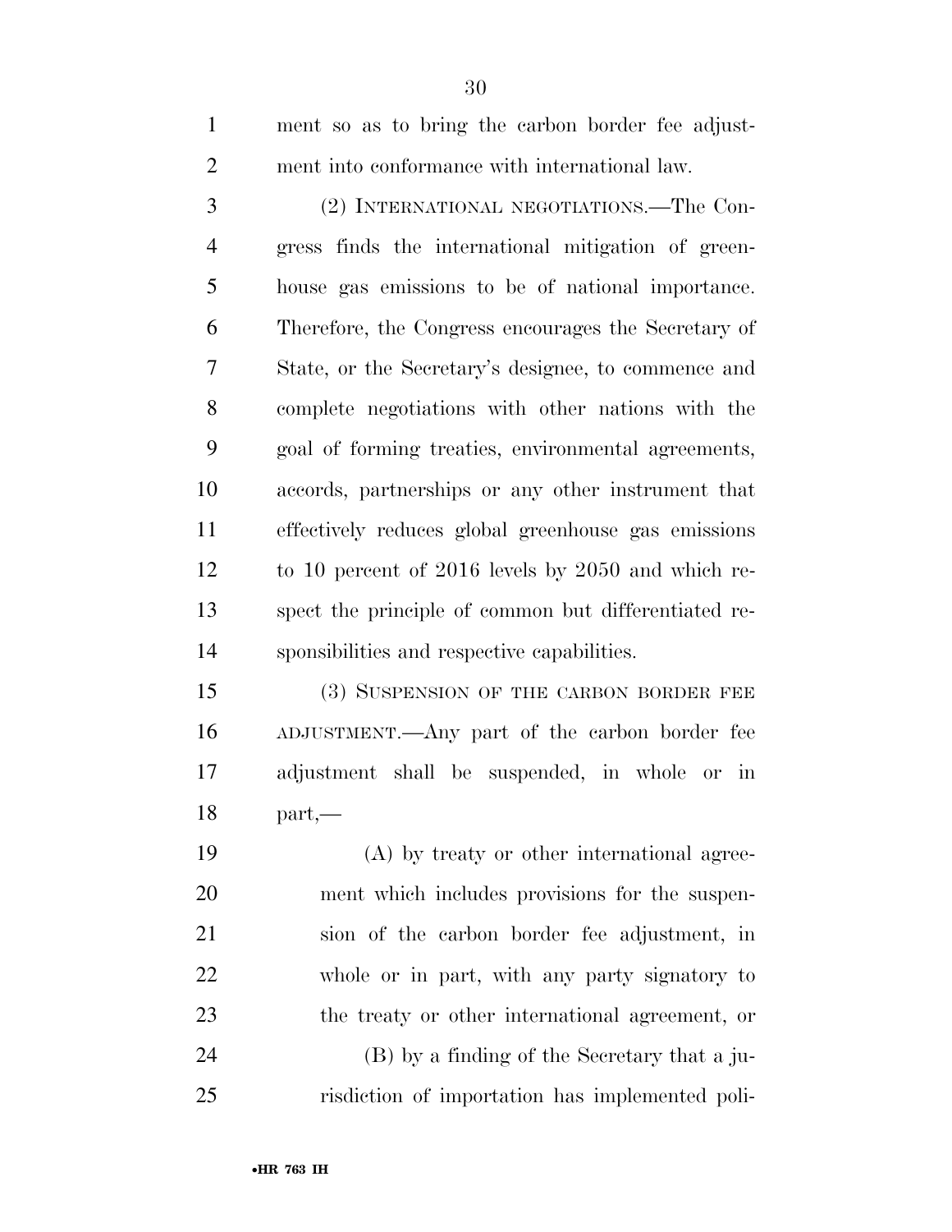ment so as to bring the carbon border fee adjustment into conformance with international law.

(2) INTERNATIONAL NEGOTIATIONS.—The Congress finds the international mitigation of greenhouse gas emissions to be of national importance. Therefore, the Congress encourages the Secretary of State, or the Secretary's designee, to commence and complete negotiations with other nations with the goal of forming treaties, environmental agreements, accords, partnerships or any other instrument that effectively reduces global greenhouse gas emissions to 10 percent of 2016 levels by 2050 and which respect the principle of common but differentiated responsibilities and respective capabilities.

(3) SUSPENSION OF THE CARBON BORDER FEE ADJUSTMENT.—Any part of the carbon border fee adjustment shall be suspended, in whole or in part,—

(A) by treaty or other international agreement which includes provisions for the suspension of the carbon border fee adjustment, in whole or in part, with any party signatory to the treaty or other international agreement, or

(B) by a finding of the Secretary that a jurisdiction of importation has implemented poli-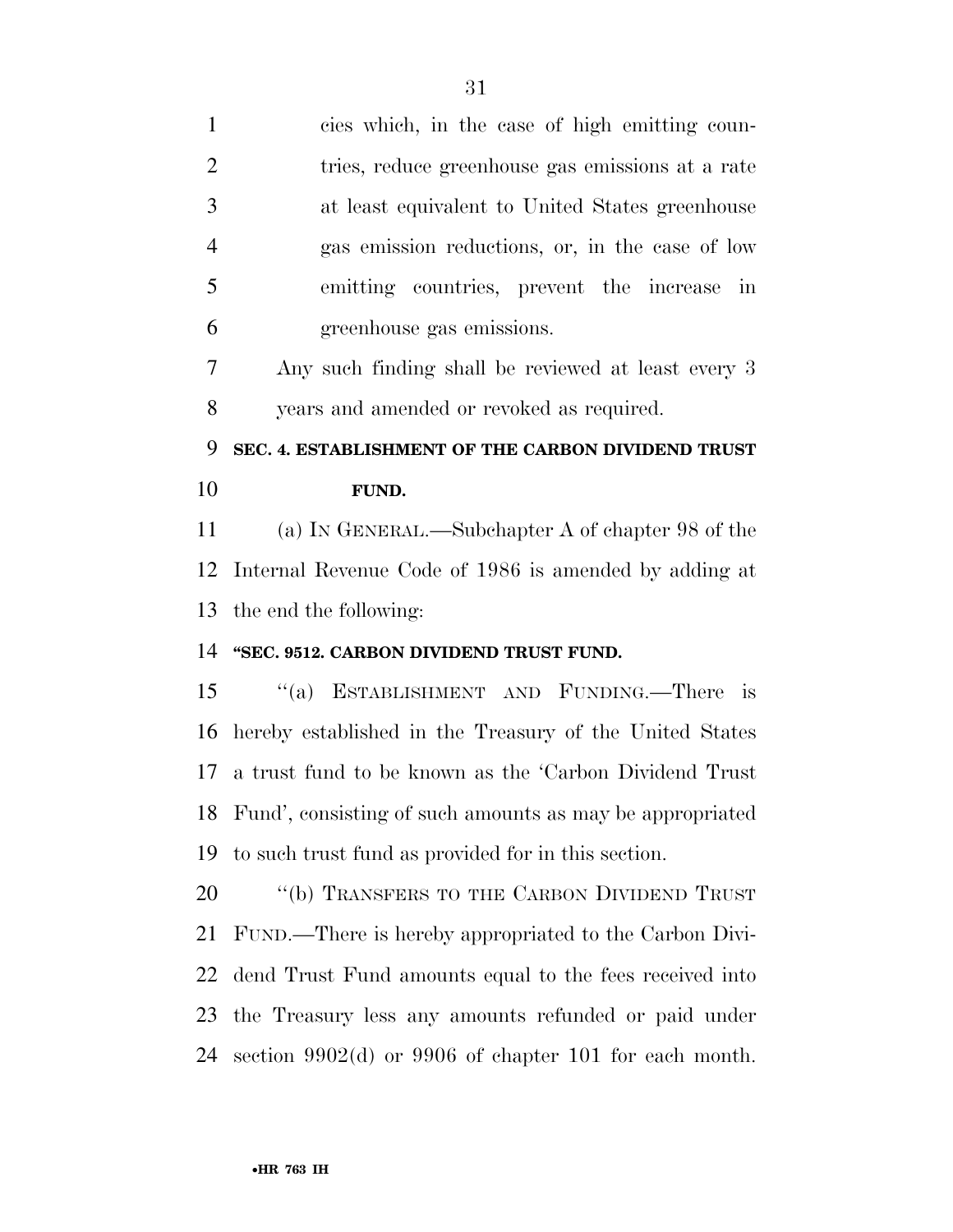cies which, in the case of high emitting countries, reduce greenhouse gas emissions at a rate at least equivalent to United States greenhouse gas emission reductions, or, in the case of low emitting countries, prevent the increase in greenhouse gas emissions.

Any such finding shall be reviewed at least every 3 years and amended or revoked as required.

## SEC. 4. ESTABLISHMENT OF THE CARBON DIVIDEND TRUST FUND.

(a) IN GENERAL.—Subchapter A of chapter 98 of the Internal Revenue Code of 1986 is amended by adding at the end the following:

### "SEC. 9512. CARBON DIVIDEND TRUST FUND.

"(a) ESTABLISHMENT AND FUNDING.—There is hereby established in the Treasury of the United States a trust fund to be known as the 'Carbon Dividend Trust Fund', consisting of such amounts as may be appropriated to such trust fund as provided for in this section.

"(b) TRANSFERS TO THE CARBON DIVIDEND TRUST FUND.—There is hereby appropriated to the Carbon Dividend Trust Fund amounts equal to the fees received into the Treasury less any amounts refunded or paid under section 9902(d) or 9906 of chapter 101 for each month.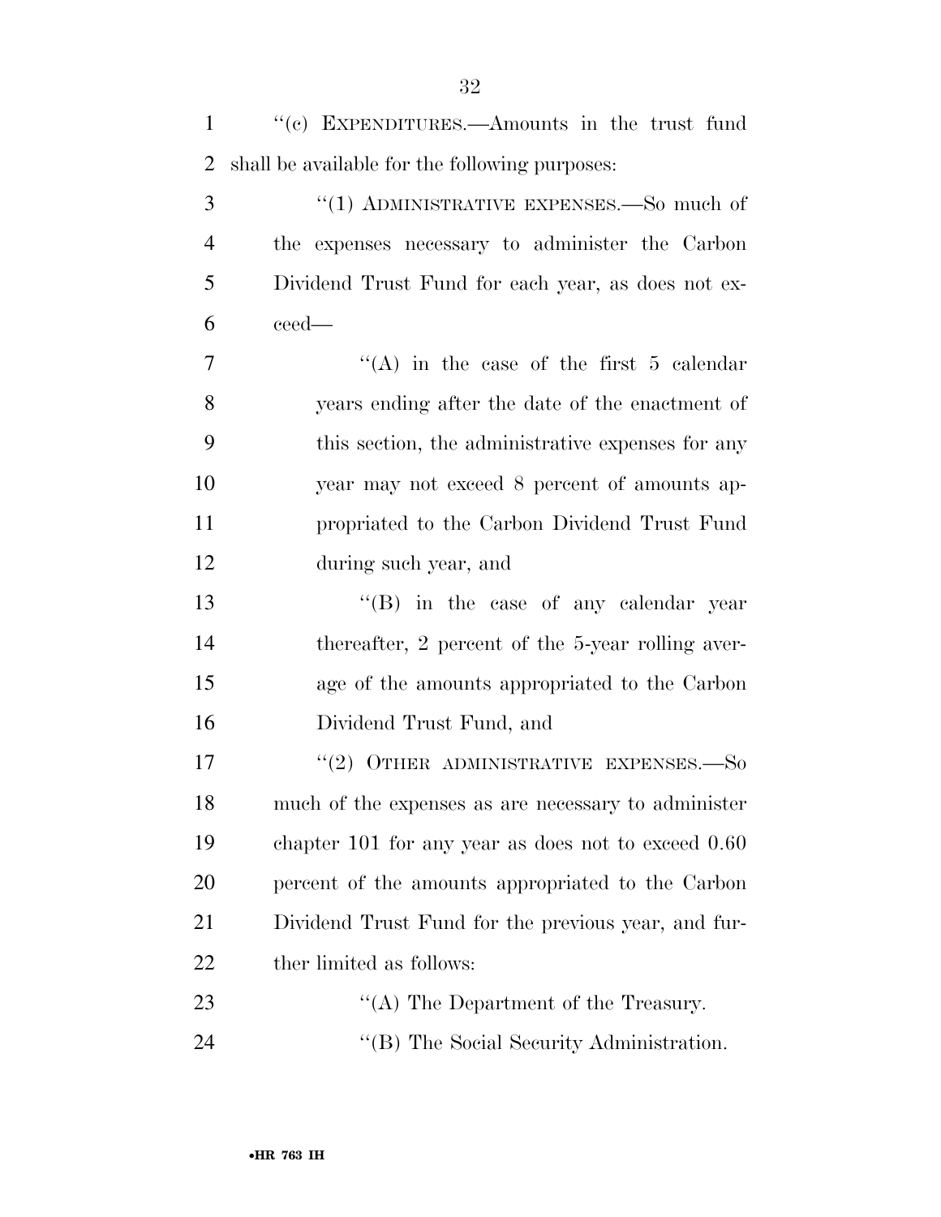''(c) EXPENDITURES.—Amounts in the trust fund shall be available for the following purposes:

''(1) ADMINISTRATIVE EXPENSES.—So much of the expenses necessary to administer the Carbon Dividend Trust Fund for each year, as does not exceed—

''(A) in the case of the first 5 calendar years ending after the date of the enactment of this section, the administrative expenses for any year may not exceed 8 percent of amounts appropriated to the Carbon Dividend Trust Fund during such year, and

''(B) in the case of any calendar year thereafter, 2 percent of the 5-year rolling average of the amounts appropriated to the Carbon Dividend Trust Fund, and

''(2) OTHER ADMINISTRATIVE EXPENSES.—So much of the expenses as are necessary to administer chapter 101 for any year as does not to exceed 0.60 percent of the amounts appropriated to the Carbon Dividend Trust Fund for the previous year, and further limited as follows:

''(A) The Department of the Treasury.

''(B) The Social Security Administration.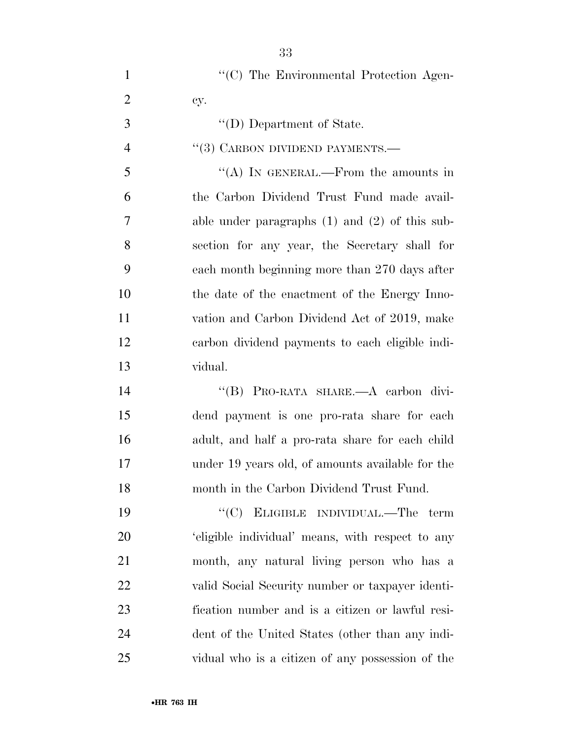"(C) The Environmental Protection Agency.

"(D) Department of State.

"(3) CARBON DIVIDEND PAYMENTS.—

"(A) IN GENERAL.—From the amounts in the Carbon Dividend Trust Fund made available under paragraphs (1) and (2) of this subsection for any year, the Secretary shall for each month beginning more than 270 days after the date of the enactment of the Energy Innovation and Carbon Dividend Act of 2019, make carbon dividend payments to each eligible individual.

"(B) PRO-RATA SHARE.—A carbon dividend payment is one pro-rata share for each adult, and half a pro-rata share for each child under 19 years old, of amounts available for the month in the Carbon Dividend Trust Fund.

"(C) ELIGIBLE INDIVIDUAL.—The term 'eligible individual' means, with respect to any month, any natural living person who has a valid Social Security number or taxpayer identification number and is a citizen or lawful resident of the United States (other than any individual who is a citizen of any possession of the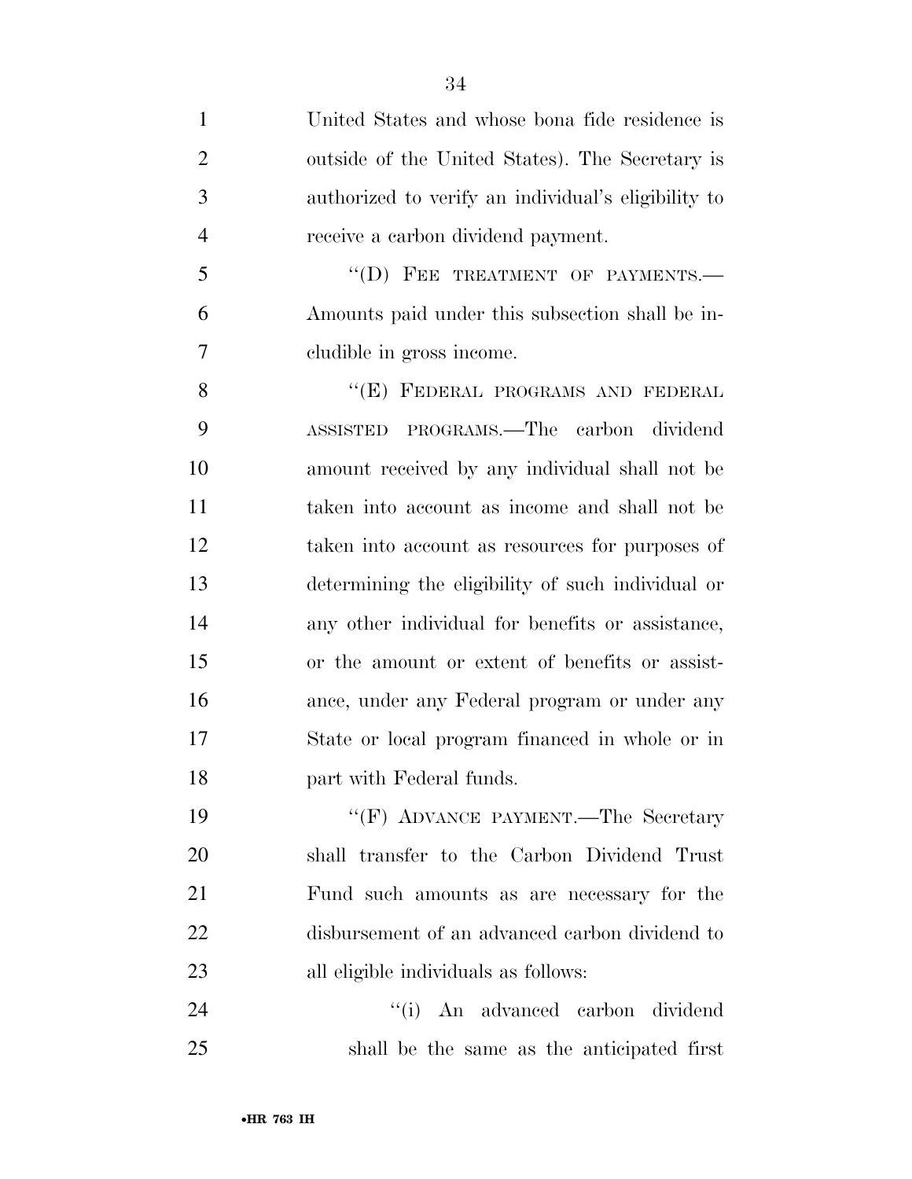United States and whose bona fide residence is outside of the United States). The Secretary is authorized to verify an individual's eligibility to receive a carbon dividend payment.

"(D) FEE TREATMENT OF PAYMENTS.—Amounts paid under this subsection shall be includible in gross income.

"(E) FEDERAL PROGRAMS AND FEDERAL ASSISTED PROGRAMS.—The carbon dividend amount received by any individual shall not be taken into account as income and shall not be taken into account as resources for purposes of determining the eligibility of such individual or any other individual for benefits or assistance, or the amount or extent of benefits or assistance, under any Federal program or under any State or local program financed in whole or in part with Federal funds.

"(F) ADVANCE PAYMENT.—The Secretary shall transfer to the Carbon Dividend Trust Fund such amounts as are necessary for the disbursement of an advanced carbon dividend to all eligible individuals as follows:

"(i) An advanced carbon dividend shall be the same as the anticipated first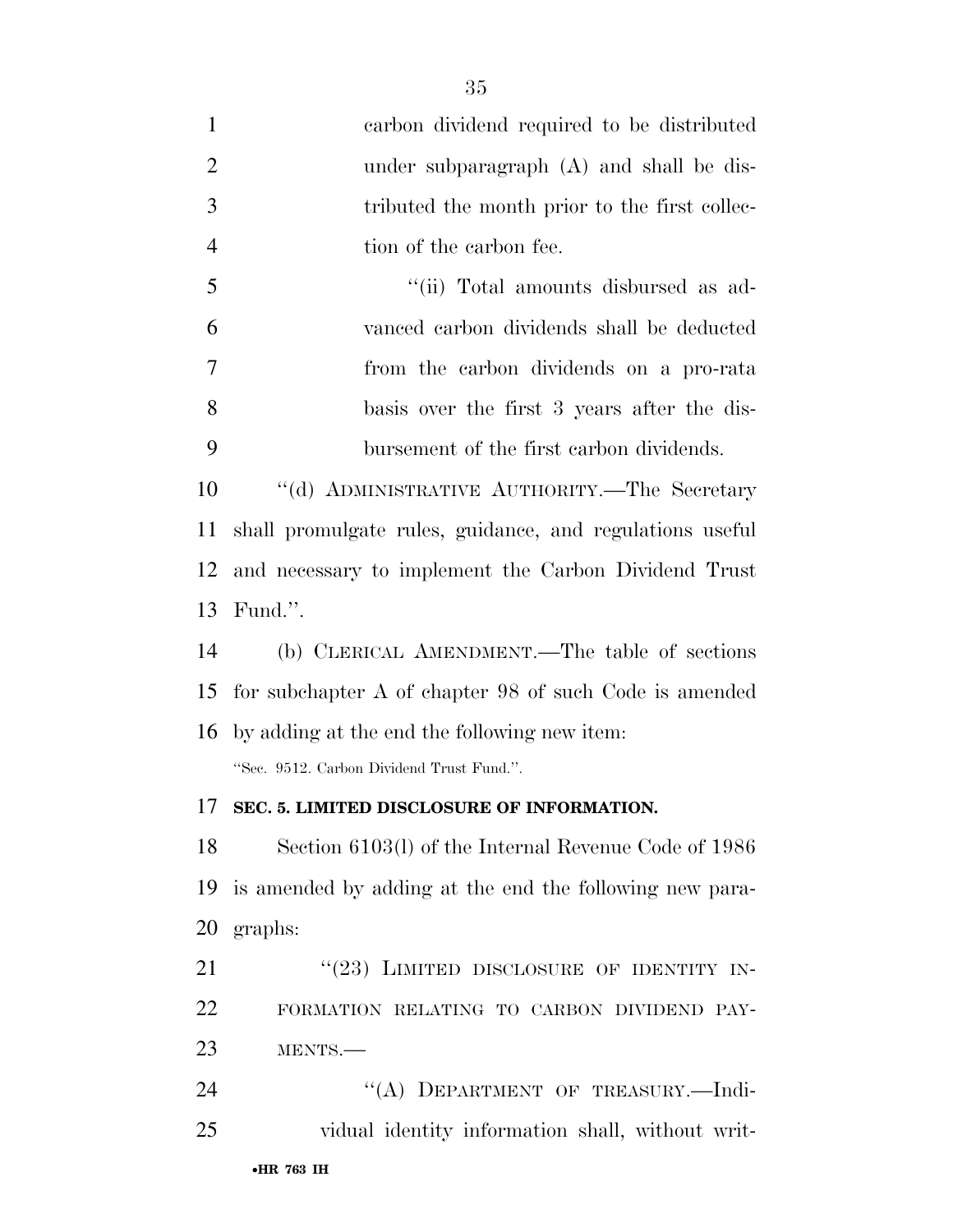carbon dividend required to be distributed under subparagraph (A) and shall be distributed the month prior to the first collection of the carbon fee.

"(ii) Total amounts disbursed as advanced carbon dividends shall be deducted from the carbon dividends on a pro-rata basis over the first 3 years after the disbursement of the first carbon dividends.

"(d) ADMINISTRATIVE AUTHORITY.—The Secretary shall promulgate rules, guidance, and regulations useful and necessary to implement the Carbon Dividend Trust Fund.".

(b) CLERICAL AMENDMENT.—The table of sections for subchapter A of chapter 98 of such Code is amended by adding at the end the following new item:

"Sec. 9512. Carbon Dividend Trust Fund.".

**SEC. 5. LIMITED DISCLOSURE OF INFORMATION.**

Section 6103(l) of the Internal Revenue Code of 1986 is amended by adding at the end the following new paragraphs:

"(23) LIMITED DISCLOSURE OF IDENTITY INFORMATION RELATING TO CARBON DIVIDEND PAYMENTS.—

"(A) DEPARTMENT OF TREASURY.—Individual identity information shall, without writ-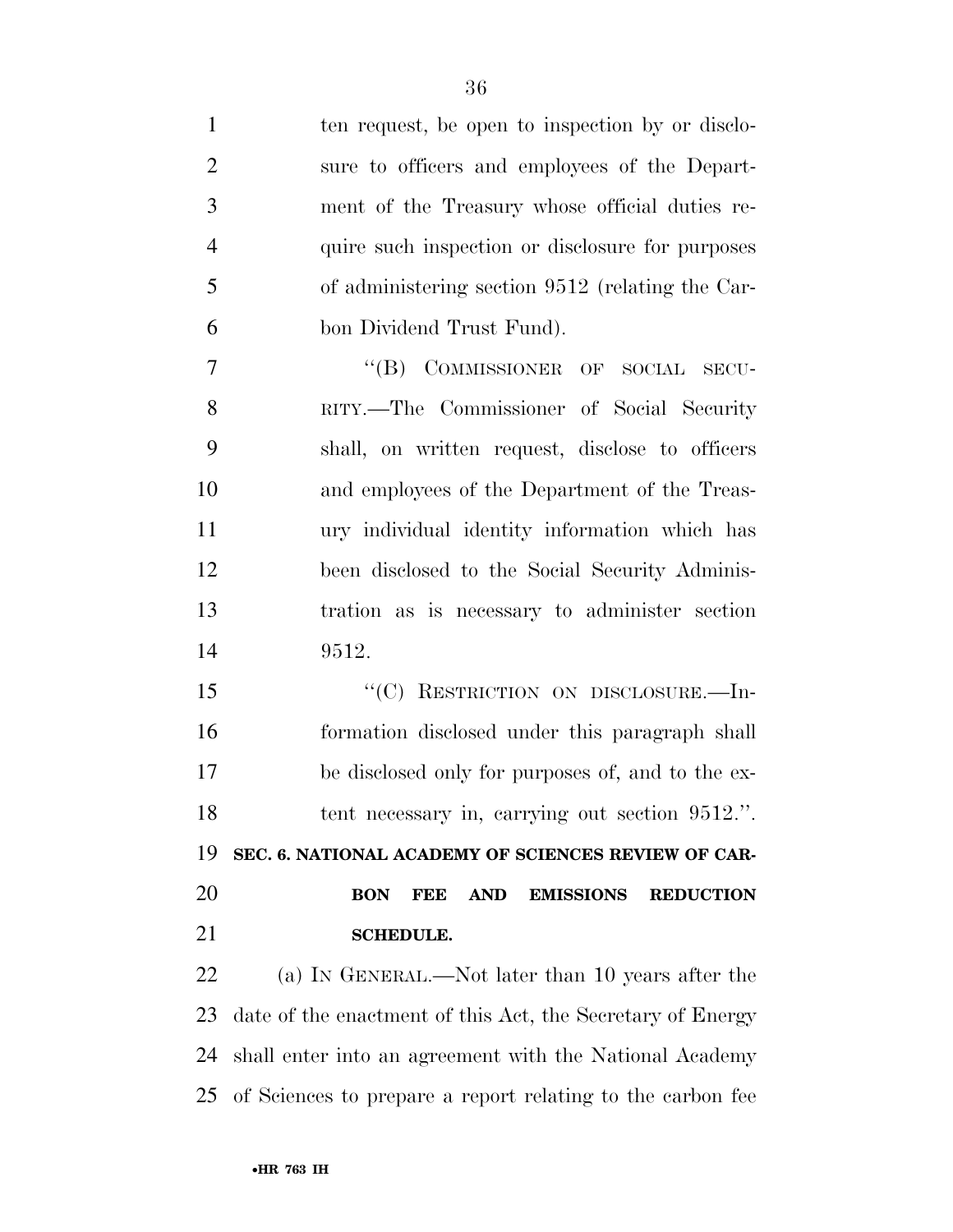ten request, be open to inspection by or disclosure to officers and employees of the Department of the Treasury whose official duties require such inspection or disclosure for purposes of administering section 9512 (relating the Carbon Dividend Trust Fund).

"(B) COMMISSIONER OF SOCIAL SECURITY.—The Commissioner of Social Security shall, on written request, disclose to officers and employees of the Department of the Treasury individual identity information which has been disclosed to the Social Security Administration as is necessary to administer section 9512.

"(C) RESTRICTION ON DISCLOSURE.—Information disclosed under this paragraph shall be disclosed only for purposes of, and to the extent necessary in, carrying out section 9512.".

**SEC. 6. NATIONAL ACADEMY OF SCIENCES REVIEW OF CARBON FEE AND EMISSIONS REDUCTION SCHEDULE.**

(a) IN GENERAL.—Not later than 10 years after the date of the enactment of this Act, the Secretary of Energy shall enter into an agreement with the National Academy of Sciences to prepare a report relating to the carbon fee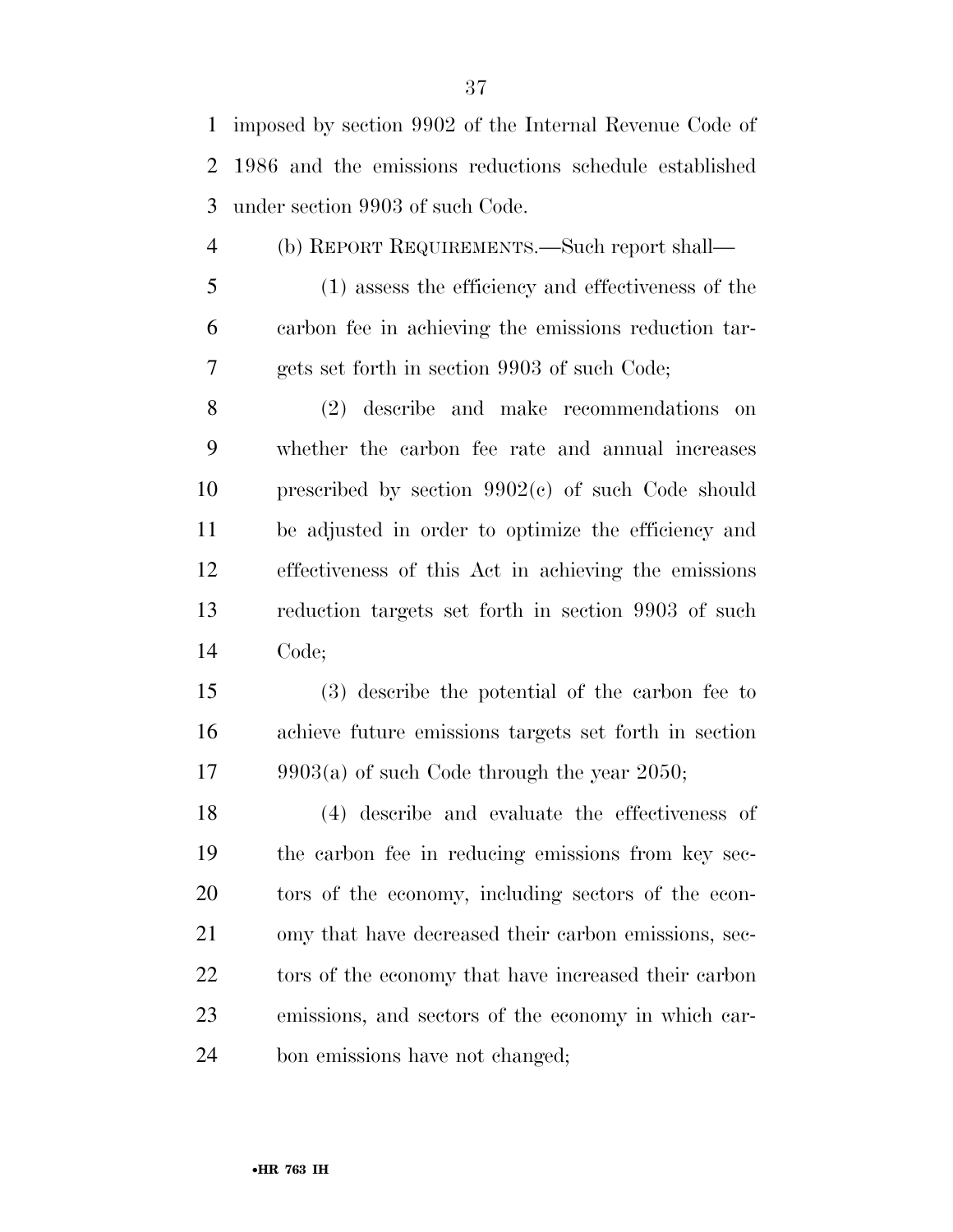imposed by section 9902 of the Internal Revenue Code of 1986 and the emissions reductions schedule established under section 9903 of such Code.

(b) REPORT REQUIREMENTS.—Such report shall—

(1) assess the efficiency and effectiveness of the carbon fee in achieving the emissions reduction targets set forth in section 9903 of such Code;

(2) describe and make recommendations on whether the carbon fee rate and annual increases prescribed by section 9902(c) of such Code should be adjusted in order to optimize the efficiency and effectiveness of this Act in achieving the emissions reduction targets set forth in section 9903 of such Code;

(3) describe the potential of the carbon fee to achieve future emissions targets set forth in section 9903(a) of such Code through the year 2050;

(4) describe and evaluate the effectiveness of the carbon fee in reducing emissions from key sectors of the economy, including sectors of the economy that have decreased their carbon emissions, sectors of the economy that have increased their carbon emissions, and sectors of the economy in which carbon emissions have not changed;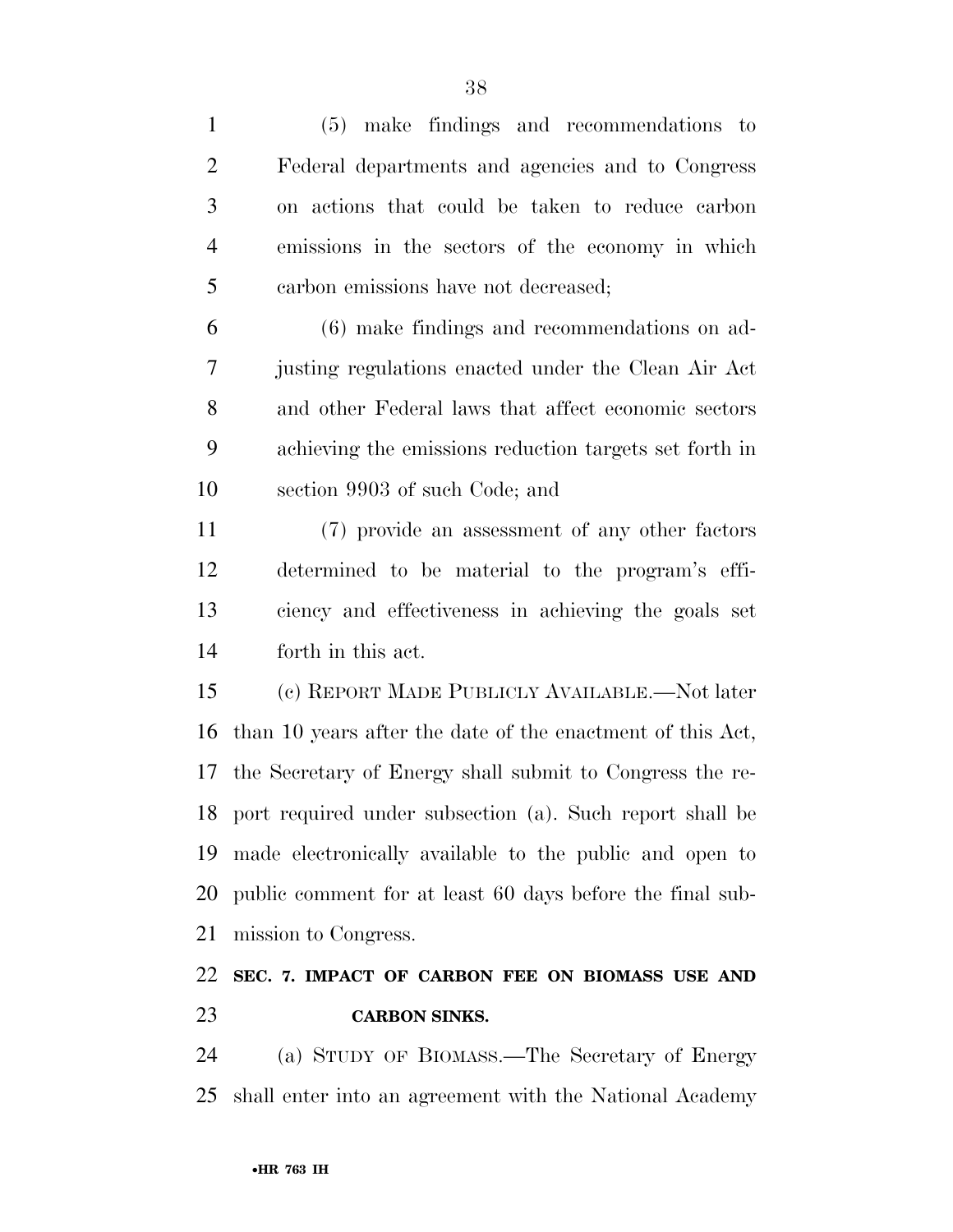(5) make findings and recommendations to Federal departments and agencies and to Congress on actions that could be taken to reduce carbon emissions in the sectors of the economy in which carbon emissions have not decreased;

(6) make findings and recommendations on adjusting regulations enacted under the Clean Air Act and other Federal laws that affect economic sectors achieving the emissions reduction targets set forth in section 9903 of such Code; and

(7) provide an assessment of any other factors determined to be material to the program's efficiency and effectiveness in achieving the goals set forth in this act.

(c) REPORT MADE PUBLICLY AVAILABLE.—Not later than 10 years after the date of the enactment of this Act, the Secretary of Energy shall submit to Congress the report required under subsection (a). Such report shall be made electronically available to the public and open to public comment for at least 60 days before the final submission to Congress.

**SEC. 7. IMPACT OF CARBON FEE ON BIOMASS USE AND CARBON SINKS.**

(a) STUDY OF BIOMASS.—The Secretary of Energy shall enter into an agreement with the National Academy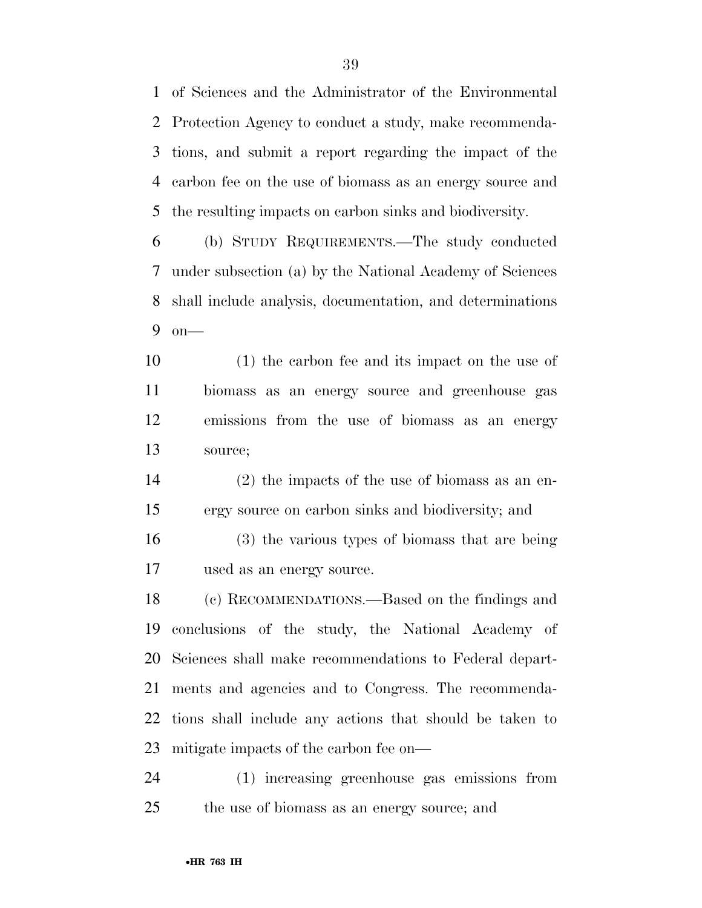of Sciences and the Administrator of the Environmental Protection Agency to conduct a study, make recommendations, and submit a report regarding the impact of the carbon fee on the use of biomass as an energy source and the resulting impacts on carbon sinks and biodiversity.

(b) STUDY REQUIREMENTS.—The study conducted under subsection (a) by the National Academy of Sciences shall include analysis, documentation, and determinations on—

(1) the carbon fee and its impact on the use of biomass as an energy source and greenhouse gas emissions from the use of biomass as an energy source;

(2) the impacts of the use of biomass as an energy source on carbon sinks and biodiversity; and

(3) the various types of biomass that are being used as an energy source.

(c) RECOMMENDATIONS.—Based on the findings and conclusions of the study, the National Academy of Sciences shall make recommendations to Federal departments and agencies and to Congress. The recommendations shall include any actions that should be taken to mitigate impacts of the carbon fee on—

(1) increasing greenhouse gas emissions from the use of biomass as an energy source; and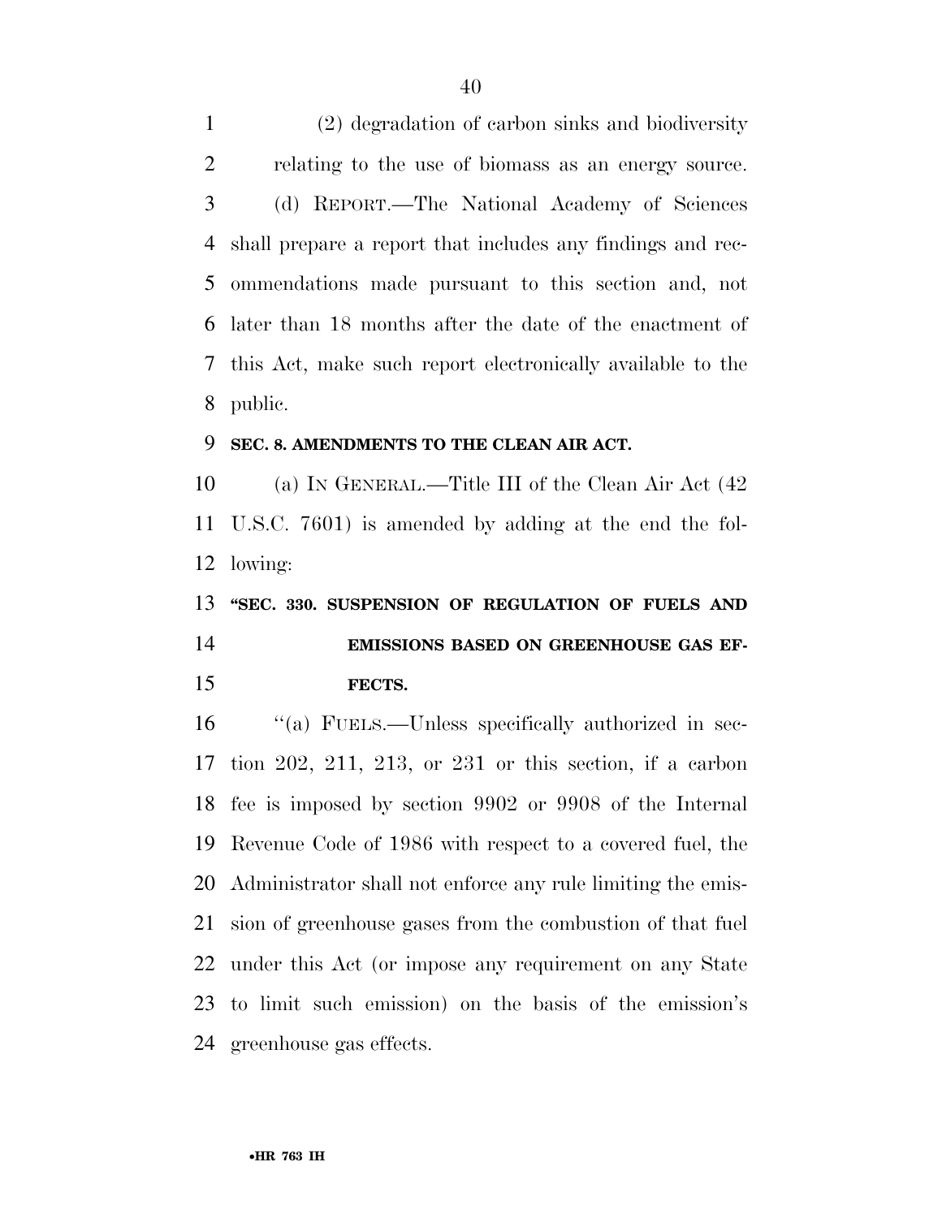(2) degradation of carbon sinks and biodiversity relating to the use of biomass as an energy source.

(d) REPORT.—The National Academy of Sciences shall prepare a report that includes any findings and recommendations made pursuant to this section and, not later than 18 months after the date of the enactment of this Act, make such report electronically available to the public.

**SEC. 8. AMENDMENTS TO THE CLEAN AIR ACT.**

(a) IN GENERAL.—Title III of the Clean Air Act (42 U.S.C. 7601) is amended by adding at the end the following:

**"SEC. 330. SUSPENSION OF REGULATION OF FUELS AND EMISSIONS BASED ON GREENHOUSE GAS EFFECTS.**

"(a) FUELS.—Unless specifically authorized in section 202, 211, 213, or 231 or this section, if a carbon fee is imposed by section 9902 or 9908 of the Internal Revenue Code of 1986 with respect to a covered fuel, the Administrator shall not enforce any rule limiting the emission of greenhouse gases from the combustion of that fuel under this Act (or impose any requirement on any State to limit such emission) on the basis of the emission's greenhouse gas effects.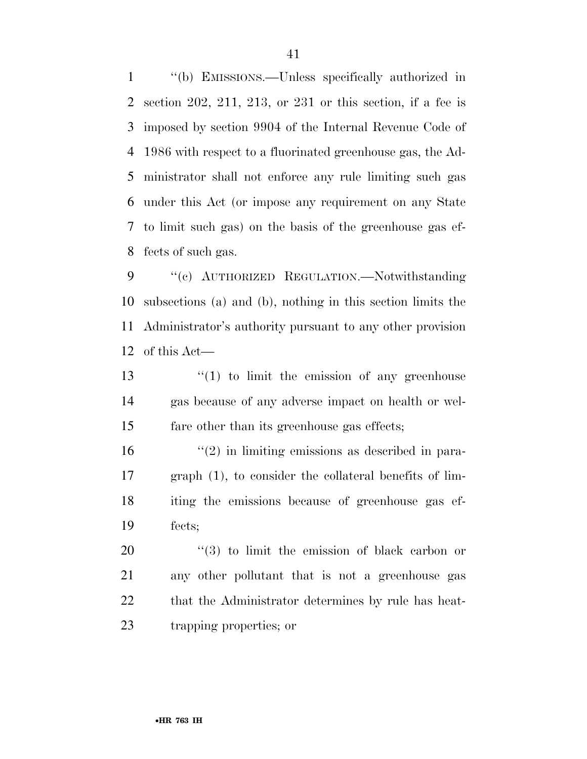"(b) EMISSIONS.—Unless specifically authorized in section 202, 211, 213, or 231 or this section, if a fee is imposed by section 9904 of the Internal Revenue Code of 1986 with respect to a fluorinated greenhouse gas, the Administrator shall not enforce any rule limiting such gas under this Act (or impose any requirement on any State to limit such gas) on the basis of the greenhouse gas effects of such gas.

"(c) AUTHORIZED REGULATION.—Notwithstanding subsections (a) and (b), nothing in this section limits the Administrator's authority pursuant to any other provision of this Act—

"(1) to limit the emission of any greenhouse gas because of any adverse impact on health or welfare other than its greenhouse gas effects;

"(2) in limiting emissions as described in paragraph (1), to consider the collateral benefits of limiting the emissions because of greenhouse gas effects;

"(3) to limit the emission of black carbon or any other pollutant that is not a greenhouse gas that the Administrator determines by rule has heat-trapping properties; or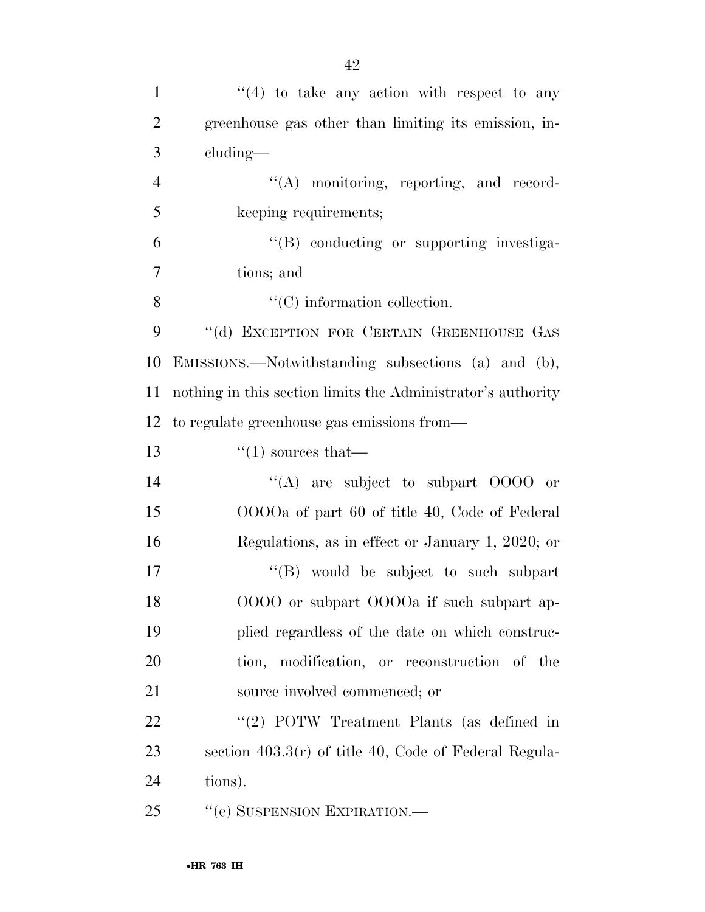''(4) to take any action with respect to any greenhouse gas other than limiting its emission, including—

''(A) monitoring, reporting, and recordkeeping requirements;

''(B) conducting or supporting investigations; and

''(C) information collection.

''(d) EXCEPTION FOR CERTAIN GREENHOUSE GAS EMISSIONS.—Notwithstanding subsections (a) and (b), nothing in this section limits the Administrator's authority to regulate greenhouse gas emissions from—

''(1) sources that—

''(A) are subject to subpart OOOO or OOOOa of part 60 of title 40, Code of Federal Regulations, as in effect or January 1, 2020; or

''(B) would be subject to such subpart OOOO or subpart OOOOa if such subpart applied regardless of the date on which construction, modification, or reconstruction of the source involved commenced; or

''(2) POTW Treatment Plants (as defined in section 403.3(r) of title 40, Code of Federal Regulations).

''(e) SUSPENSION EXPIRATION.—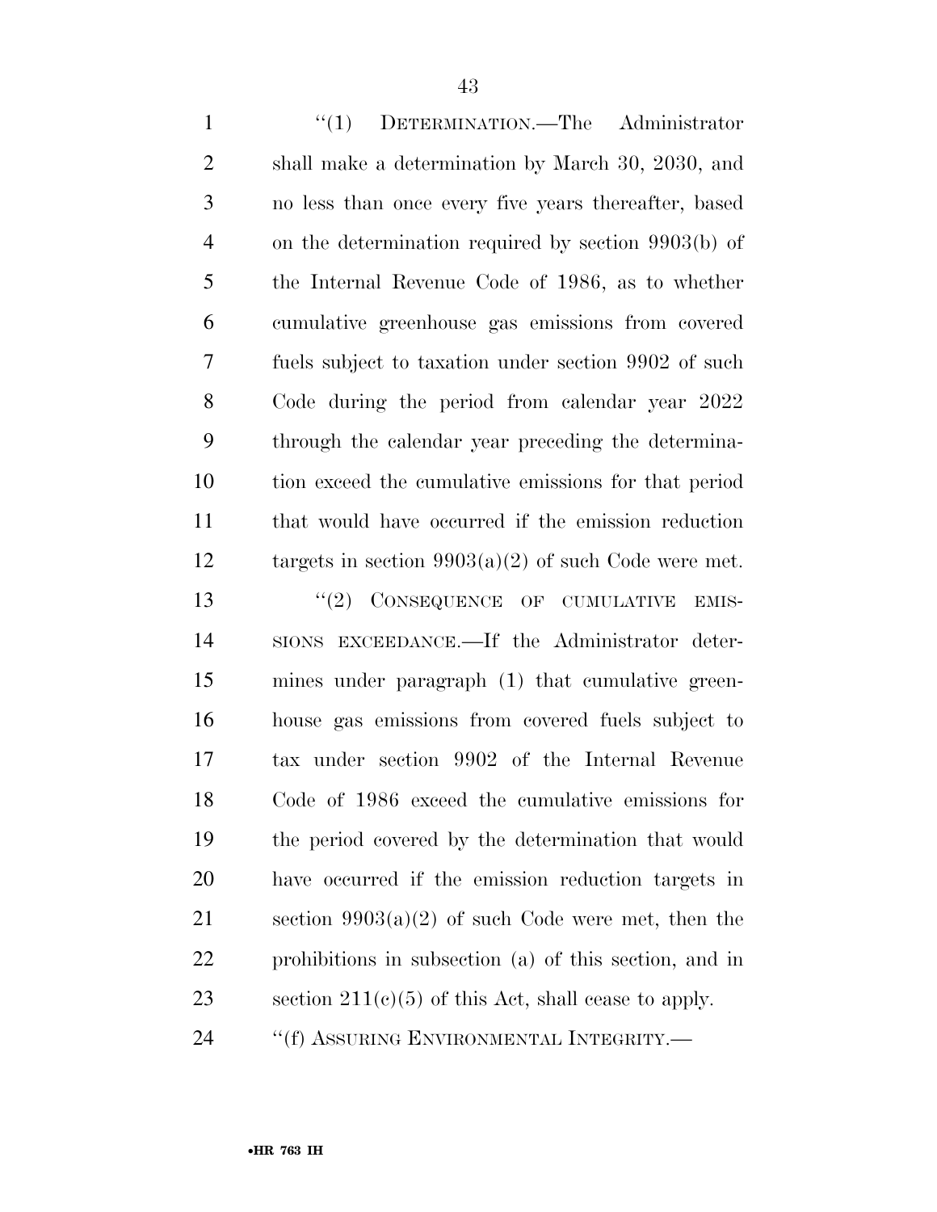"(1) DETERMINATION.—The Administrator shall make a determination by March 30, 2030, and no less than once every five years thereafter, based on the determination required by section 9903(b) of the Internal Revenue Code of 1986, as to whether cumulative greenhouse gas emissions from covered fuels subject to taxation under section 9902 of such Code during the period from calendar year 2022 through the calendar year preceding the determination exceed the cumulative emissions for that period that would have occurred if the emission reduction targets in section 9903(a)(2) of such Code were met.

"(2) CONSEQUENCE OF CUMULATIVE EMISSIONS EXCEEDANCE.—If the Administrator determines under paragraph (1) that cumulative greenhouse gas emissions from covered fuels subject to tax under section 9902 of the Internal Revenue Code of 1986 exceed the cumulative emissions for the period covered by the determination that would have occurred if the emission reduction targets in section 9903(a)(2) of such Code were met, then the prohibitions in subsection (a) of this section, and in section 211(c)(5) of this Act, shall cease to apply.

"(f) ASSURING ENVIRONMENTAL INTEGRITY.—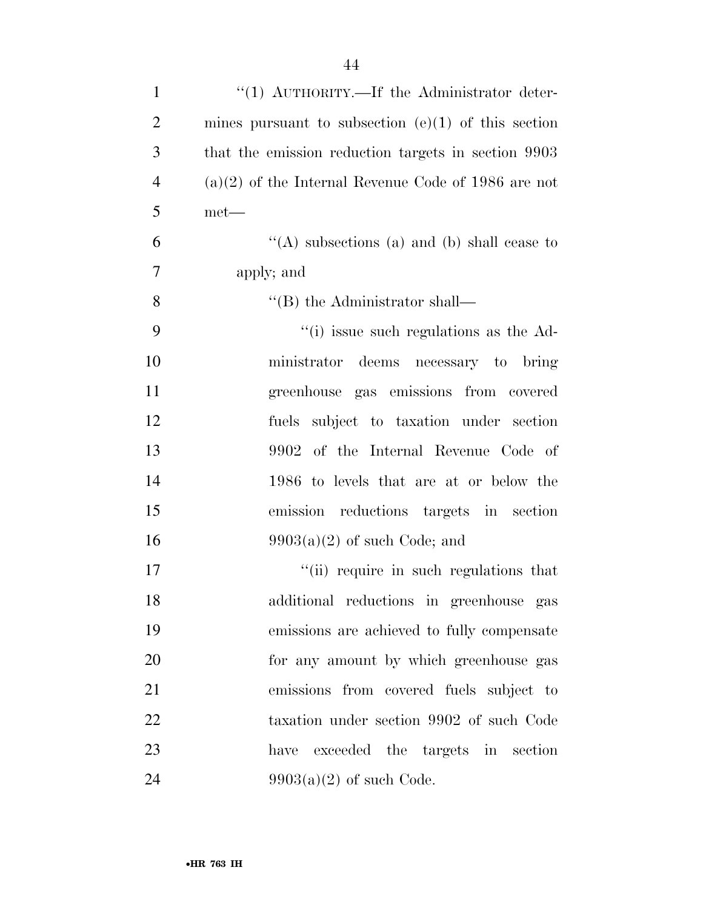''(1) AUTHORITY.—If the Administrator determines pursuant to subsection (e)(1) of this section that the emission reduction targets in section 9903 (a)(2) of the Internal Revenue Code of 1986 are not met—

''(A) subsections (a) and (b) shall cease to apply; and

''(B) the Administrator shall—

''(i) issue such regulations as the Administrator deems necessary to bring greenhouse gas emissions from covered fuels subject to taxation under section 9902 of the Internal Revenue Code of 1986 to levels that are at or below the emission reductions targets in section 9903(a)(2) of such Code; and

''(ii) require in such regulations that additional reductions in greenhouse gas emissions are achieved to fully compensate for any amount by which greenhouse gas emissions from covered fuels subject to taxation under section 9902 of such Code have exceeded the targets in section 9903(a)(2) of such Code.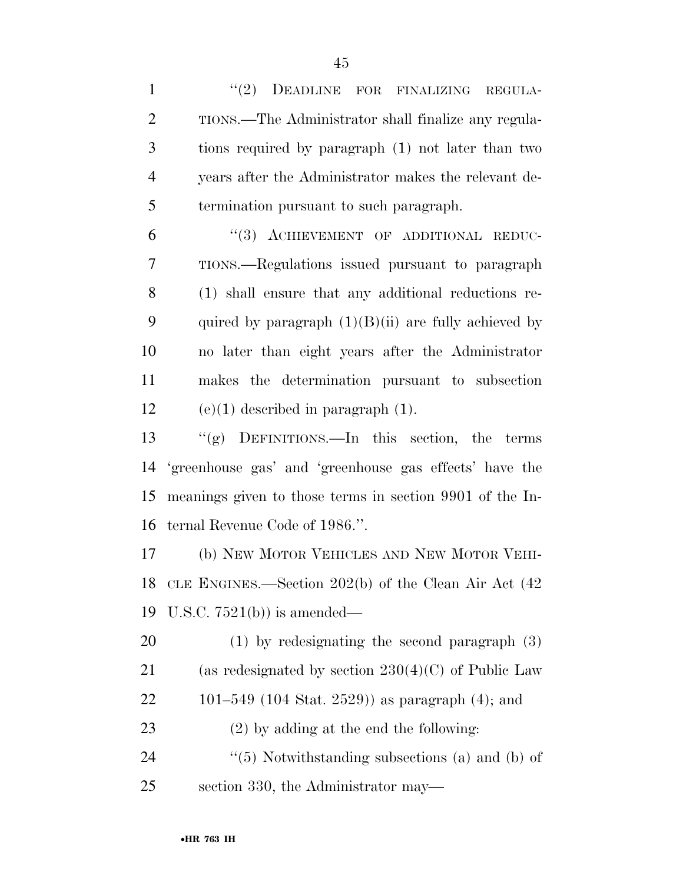"(2) DEADLINE FOR FINALIZING REGULATIONS.—The Administrator shall finalize any regulations required by paragraph (1) not later than two years after the Administrator makes the relevant determination pursuant to such paragraph.

"(3) ACHIEVEMENT OF ADDITIONAL REDUCTIONS.—Regulations issued pursuant to paragraph (1) shall ensure that any additional reductions required by paragraph (1)(B)(ii) are fully achieved by no later than eight years after the Administrator makes the determination pursuant to subsection (e)(1) described in paragraph (1).

"(g) DEFINITIONS.—In this section, the terms 'greenhouse gas' and 'greenhouse gas effects' have the meanings given to those terms in section 9901 of the Internal Revenue Code of 1986.".

(b) NEW MOTOR VEHICLES AND NEW MOTOR VEHICLE ENGINES.—Section 202(b) of the Clean Air Act (42 U.S.C. 7521(b)) is amended—

(1) by redesignating the second paragraph (3) (as redesignated by section 230(4)(C) of Public Law 101–549 (104 Stat. 2529)) as paragraph (4); and

(2) by adding at the end the following:

"(5) Notwithstanding subsections (a) and (b) of section 330, the Administrator may—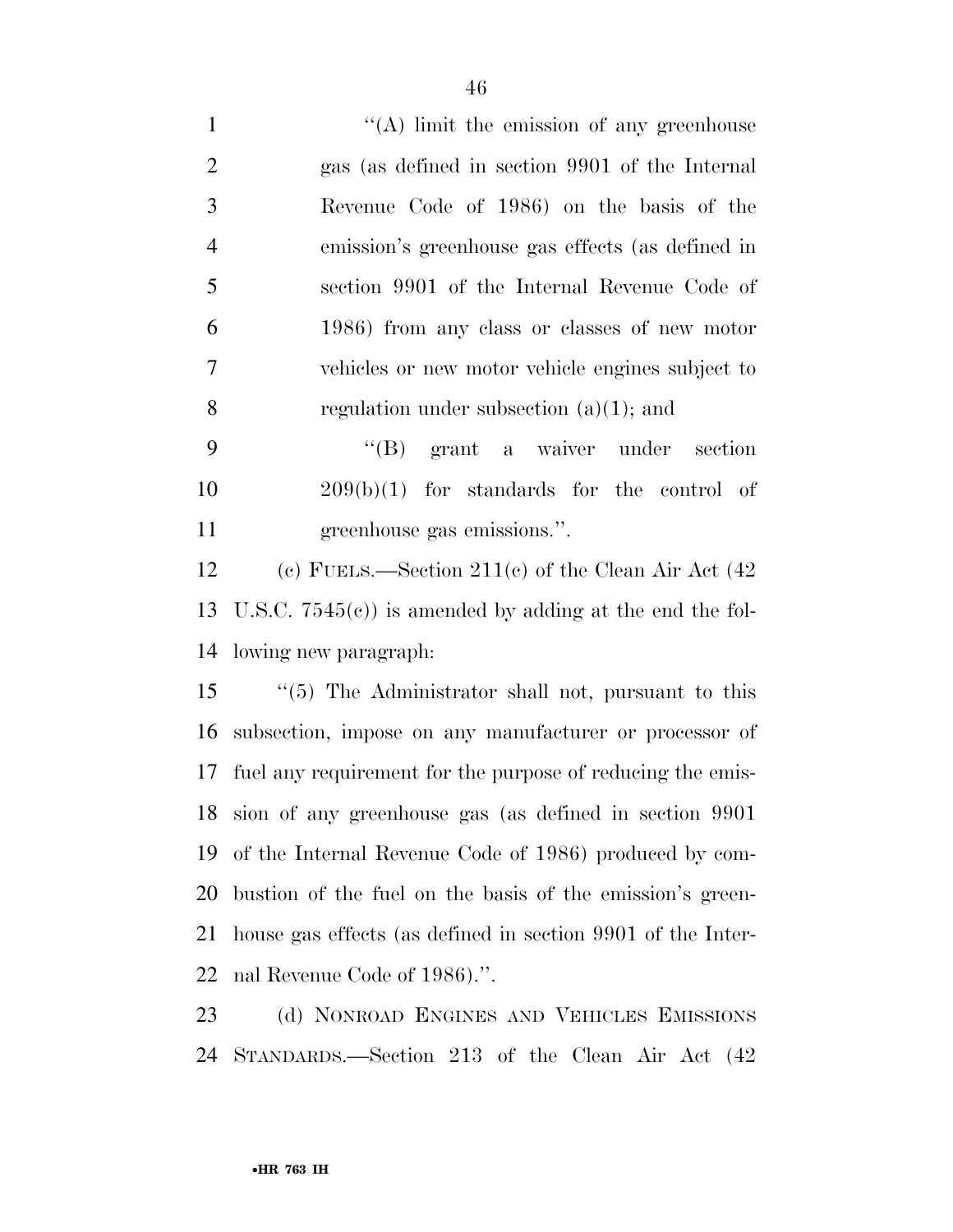''(A) limit the emission of any greenhouse gas (as defined in section 9901 of the Internal Revenue Code of 1986) on the basis of the emission's greenhouse gas effects (as defined in section 9901 of the Internal Revenue Code of 1986) from any class or classes of new motor vehicles or new motor vehicle engines subject to regulation under subsection (a)(1); and

''(B) grant a waiver under section 209(b)(1) for standards for the control of greenhouse gas emissions.''.

(c) FUELS.—Section 211(c) of the Clean Air Act (42 U.S.C. 7545(c)) is amended by adding at the end the following new paragraph:

''(5) The Administrator shall not, pursuant to this subsection, impose on any manufacturer or processor of fuel any requirement for the purpose of reducing the emission of any greenhouse gas (as defined in section 9901 of the Internal Revenue Code of 1986) produced by combustion of the fuel on the basis of the emission's greenhouse gas effects (as defined in section 9901 of the Internal Revenue Code of 1986).''.

(d) NONROAD ENGINES AND VEHICLES EMISSIONS STANDARDS.—Section 213 of the Clean Air Act (42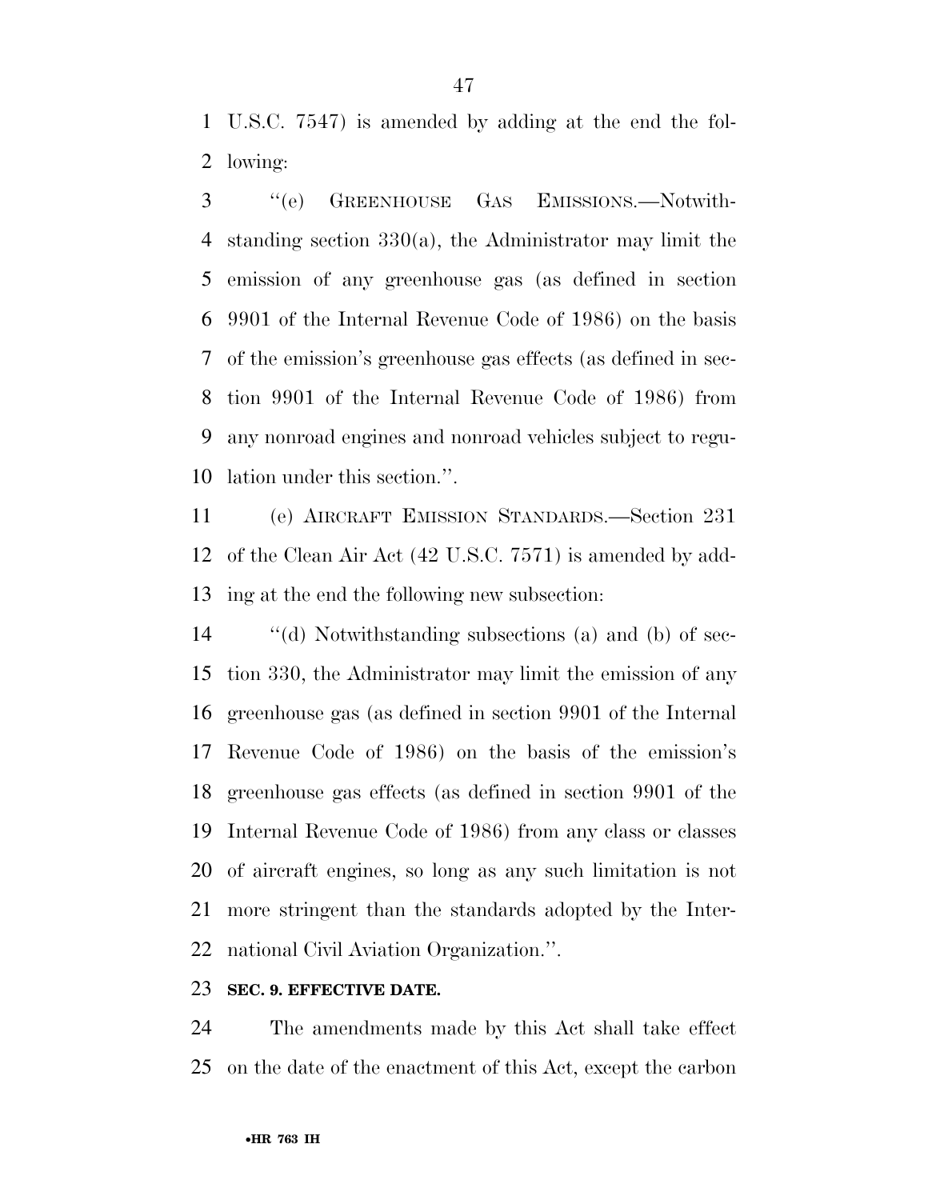U.S.C. 7547) is amended by adding at the end the following:

"(e) GREENHOUSE GAS EMISSIONS.—Notwithstanding section 330(a), the Administrator may limit the emission of any greenhouse gas (as defined in section 9901 of the Internal Revenue Code of 1986) on the basis of the emission's greenhouse gas effects (as defined in section 9901 of the Internal Revenue Code of 1986) from any nonroad engines and nonroad vehicles subject to regulation under this section.".

(e) AIRCRAFT EMISSION STANDARDS.—Section 231 of the Clean Air Act (42 U.S.C. 7571) is amended by adding at the end the following new subsection:

"(d) Notwithstanding subsections (a) and (b) of section 330, the Administrator may limit the emission of any greenhouse gas (as defined in section 9901 of the Internal Revenue Code of 1986) on the basis of the emission's greenhouse gas effects (as defined in section 9901 of the Internal Revenue Code of 1986) from any class or classes of aircraft engines, so long as any such limitation is not more stringent than the standards adopted by the International Civil Aviation Organization.".

**SEC. 9. EFFECTIVE DATE.**

The amendments made by this Act shall take effect on the date of the enactment of this Act, except the carbon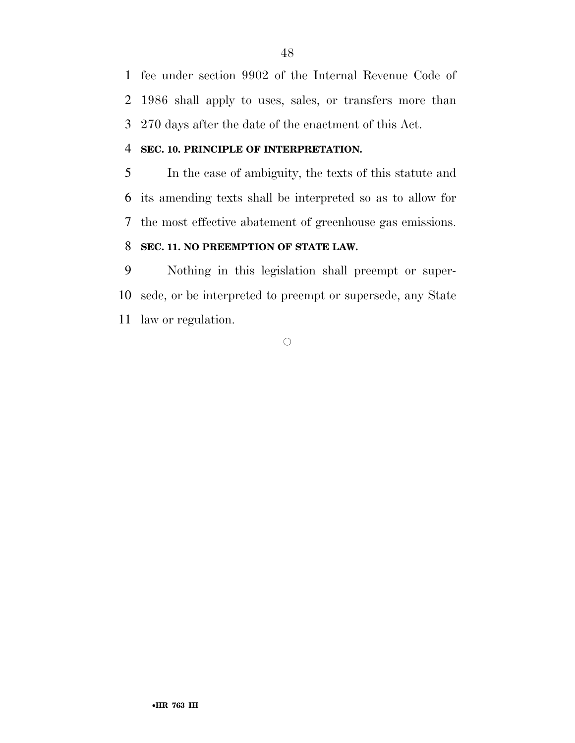fee under section 9902 of the Internal Revenue Code of 1986 shall apply to uses, sales, or transfers more than 270 days after the date of the enactment of this Act.

**SEC. 10. PRINCIPLE OF INTERPRETATION.**

In the case of ambiguity, the texts of this statute and its amending texts shall be interpreted so as to allow for the most effective abatement of greenhouse gas emissions.

**SEC. 11. NO PREEMPTION OF STATE LAW.**

Nothing in this legislation shall preempt or supersede, or be interpreted to preempt or supersede, any State law or regulation.

○